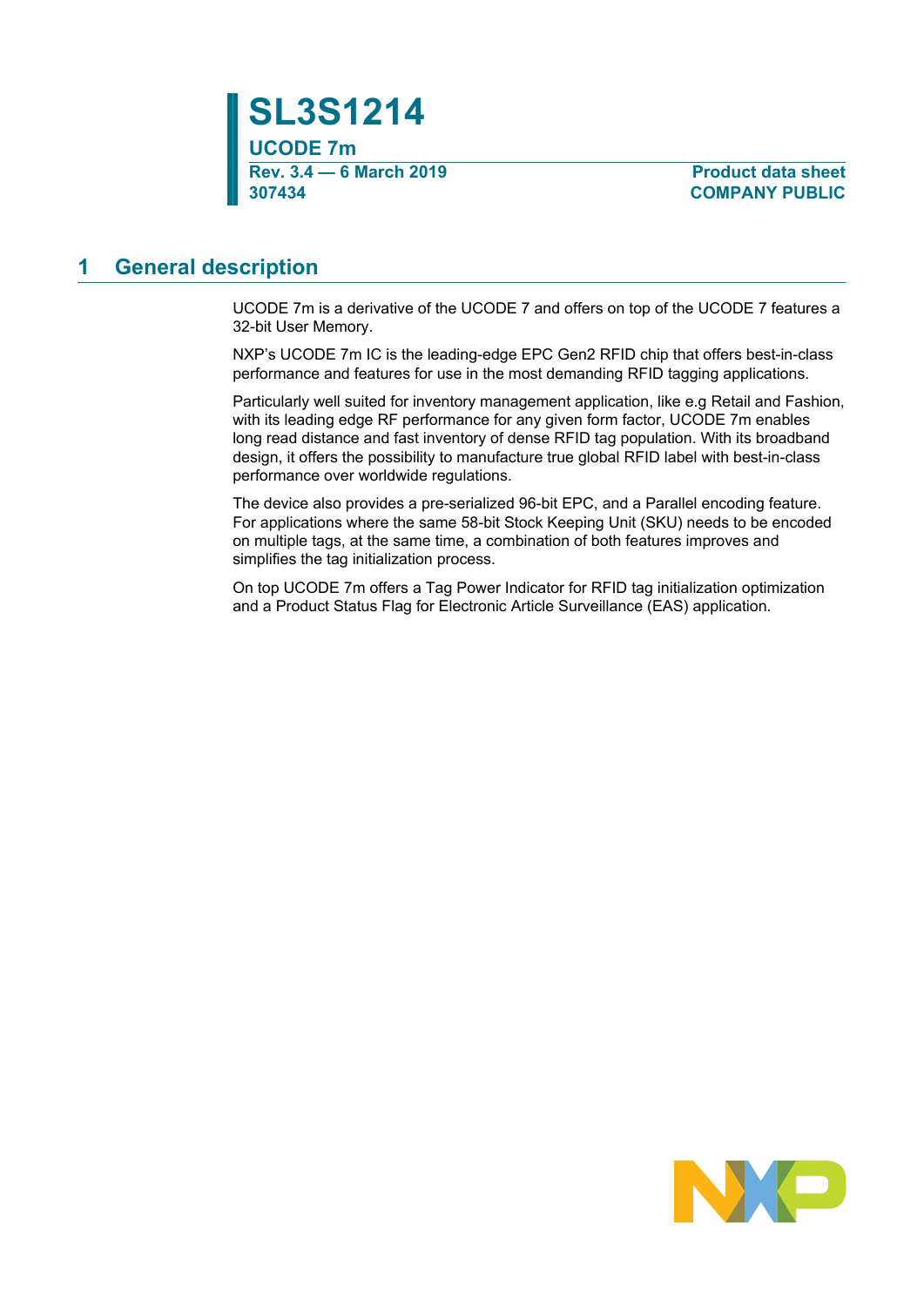# SL3S1214

## UCODE 7m

**Rev. 3.4 — 6 March 2019**
**307434**

**Product data sheet**
**COMPANY PUBLIC**

## 1 General description

UCODE 7m is a derivative of the UCODE 7 and offers on top of the UCODE 7 features a 32-bit User Memory.

NXP's UCODE 7m IC is the leading-edge EPC Gen2 RFID chip that offers best-in-class performance and features for use in the most demanding RFID tagging applications.

Particularly well suited for inventory management application, like e.g Retail and Fashion, with its leading edge RF performance for any given form factor, UCODE 7m enables long read distance and fast inventory of dense RFID tag population. With its broadband design, it offers the possibility to manufacture true global RFID label with best-in-class performance over worldwide regulations.

The device also provides a pre-serialized 96-bit EPC, and a Parallel encoding feature. For applications where the same 58-bit Stock Keeping Unit (SKU) needs to be encoded on multiple tags, at the same time, a combination of both features improves and simplifies the tag initialization process.

On top UCODE 7m offers a Tag Power Indicator for RFID tag initialization optimization and a Product Status Flag for Electronic Article Surveillance (EAS) application.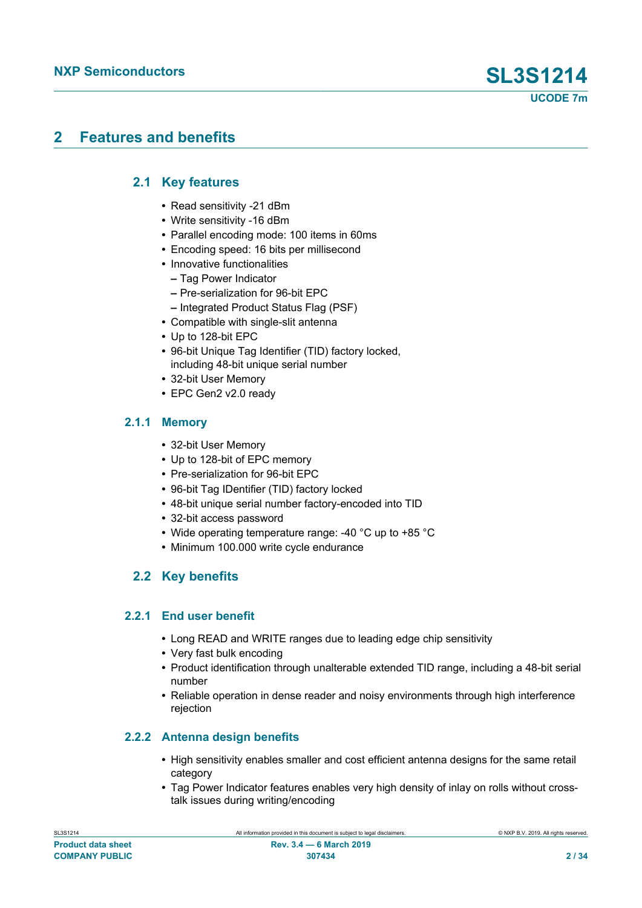## 2 Features and benefits

### 2.1 Key features

- Read sensitivity -21 dBm
- Write sensitivity -16 dBm
- Parallel encoding mode: 100 items in 60ms
- Encoding speed: 16 bits per millisecond
- Innovative functionalities
  - Tag Power Indicator
  - Pre-serialization for 96-bit EPC
  - Integrated Product Status Flag (PSF)
- Compatible with single-slit antenna
- Up to 128-bit EPC
- 96-bit Unique Tag Identifier (TID) factory locked, including 48-bit unique serial number
- 32-bit User Memory
- EPC Gen2 v2.0 ready

#### 2.1.1 Memory

- 32-bit User Memory
- Up to 128-bit of EPC memory
- Pre-serialization for 96-bit EPC
- 96-bit Tag IDentifier (TID) factory locked
- 48-bit unique serial number factory-encoded into TID
- 32-bit access password
- Wide operating temperature range: -40 °C up to +85 °C
- Minimum 100.000 write cycle endurance

### 2.2 Key benefits

#### 2.2.1 End user benefit

- Long READ and WRITE ranges due to leading edge chip sensitivity
- Very fast bulk encoding
- Product identification through unalterable extended TID range, including a 48-bit serial number
- Reliable operation in dense reader and noisy environments through high interference rejection

#### 2.2.2 Antenna design benefits

- High sensitivity enables smaller and cost efficient antenna designs for the same retail category
- Tag Power Indicator features enables very high density of inlay on rolls without cross-talk issues during writing/encoding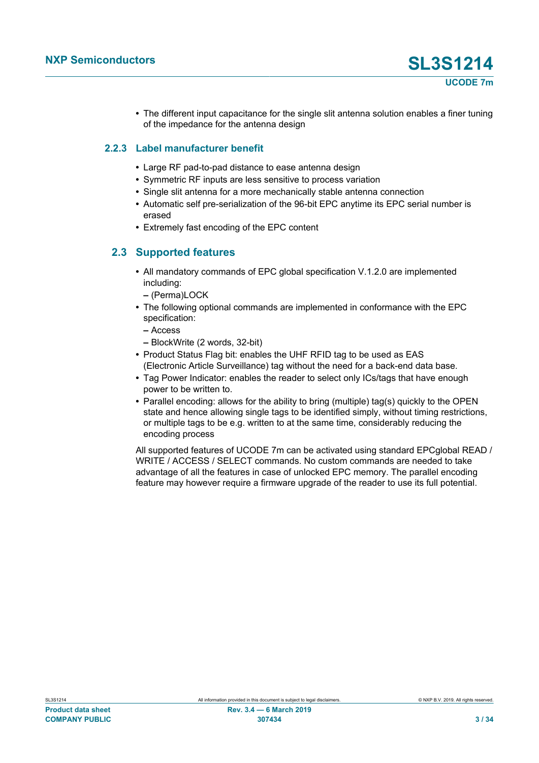- The different input capacitance for the single slit antenna solution enables a finer tuning of the impedance for the antenna design

### 2.2.3 Label manufacturer benefit

- Large RF pad-to-pad distance to ease antenna design
- Symmetric RF inputs are less sensitive to process variation
- Single slit antenna for a more mechanically stable antenna connection
- Automatic self pre-serialization of the 96-bit EPC anytime its EPC serial number is erased
- Extremely fast encoding of the EPC content

## 2.3 Supported features

- All mandatory commands of EPC global specification V.1.2.0 are implemented including:
  - (Perma)LOCK
- The following optional commands are implemented in conformance with the EPC specification:
  - Access
  - BlockWrite (2 words, 32-bit)
- Product Status Flag bit: enables the UHF RFID tag to be used as EAS (Electronic Article Surveillance) tag without the need for a back-end data base.
- Tag Power Indicator: enables the reader to select only ICs/tags that have enough power to be written to.
- Parallel encoding: allows for the ability to bring (multiple) tag(s) quickly to the OPEN state and hence allowing single tags to be identified simply, without timing restrictions, or multiple tags to be e.g. written to at the same time, considerably reducing the encoding process

All supported features of UCODE 7m can be activated using standard EPCglobal READ / WRITE / ACCESS / SELECT commands. No custom commands are needed to take advantage of all the features in case of unlocked EPC memory. The parallel encoding feature may however require a firmware upgrade of the reader to use its full potential.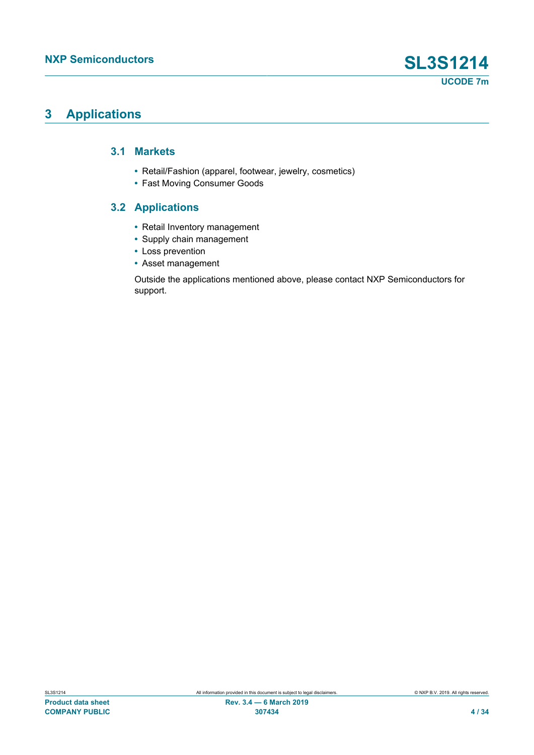# 3 Applications

## 3.1 Markets

- Retail/Fashion (apparel, footwear, jewelry, cosmetics)
- Fast Moving Consumer Goods

## 3.2 Applications

- Retail Inventory management
- Supply chain management
- Loss prevention
- Asset management

Outside the applications mentioned above, please contact NXP Semiconductors for support.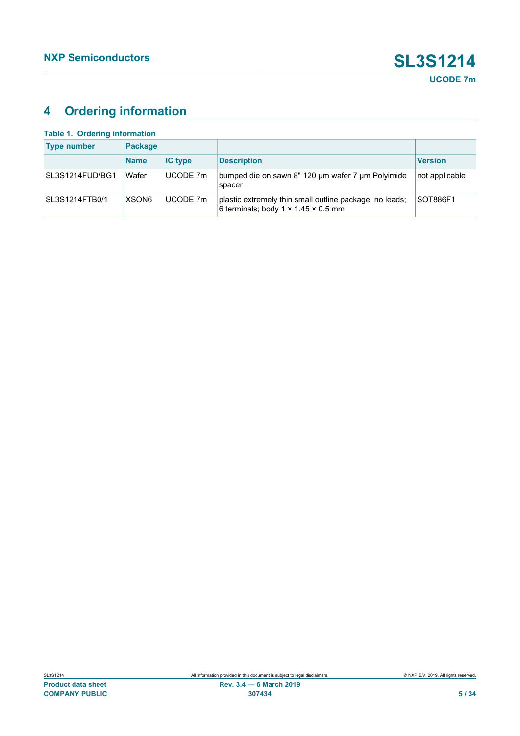## 4 Ordering information

**Table 1. Ordering information**

| Type number | Package | | | |
|---|---|---|---|---|
| | Name | IC type | Description | Version |
| SL3S1214FUD/BG1 | Wafer | UCODE 7m | bumped die on sawn 8" 120 μm wafer 7 μm Polyimide spacer | not applicable |
| SL3S1214FTB0/1 | XSON6 | UCODE 7m | plastic extremely thin small outline package; no leads; 6 terminals; body 1 × 1.45 × 0.5 mm | SOT886F1 |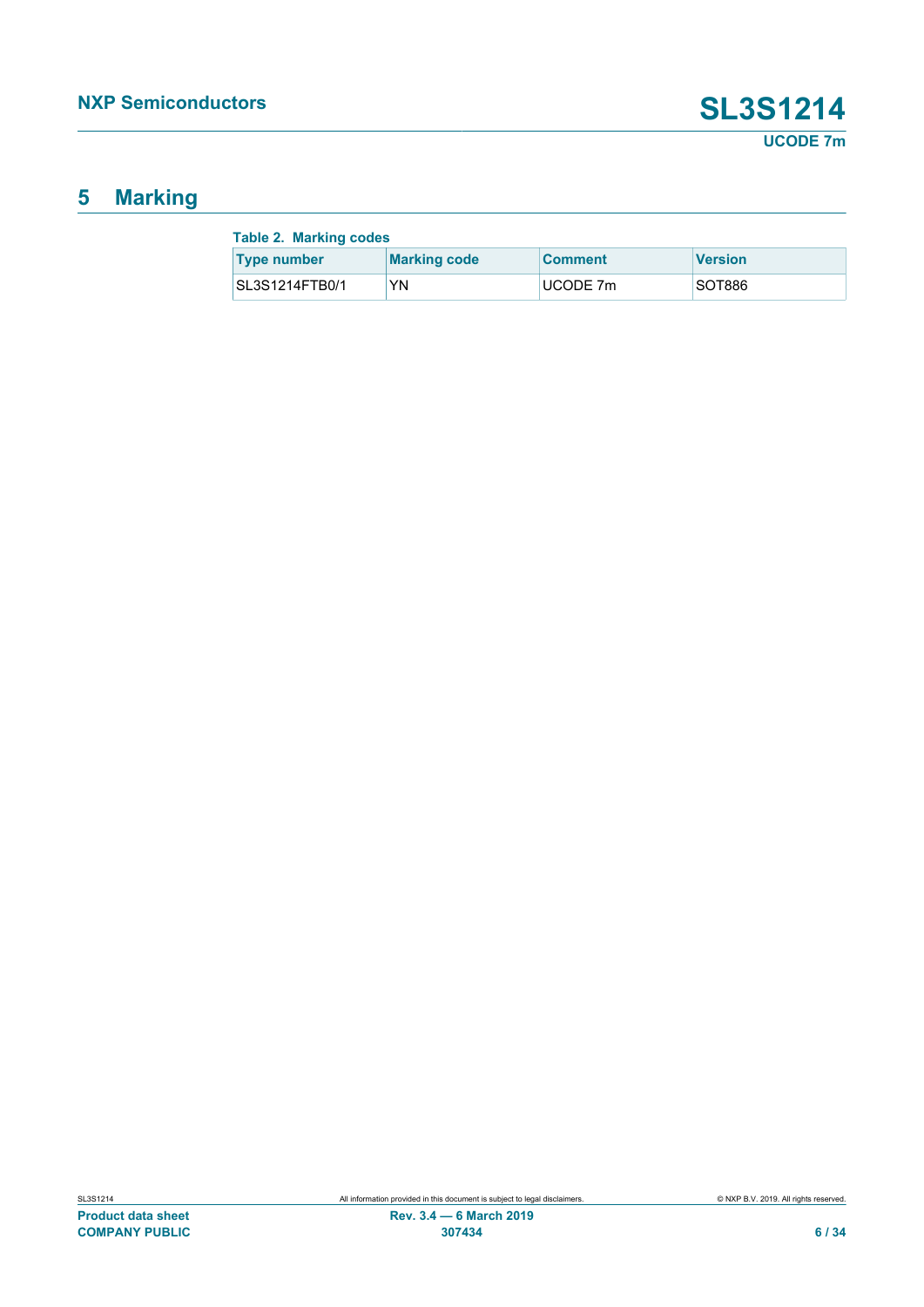## 5 Marking

**Table 2. Marking codes**

| Type number | Marking code | Comment | Version |
|---|---|---|---|
| SL3S1214FTB0/1 | YN | UCODE 7m | SOT886 |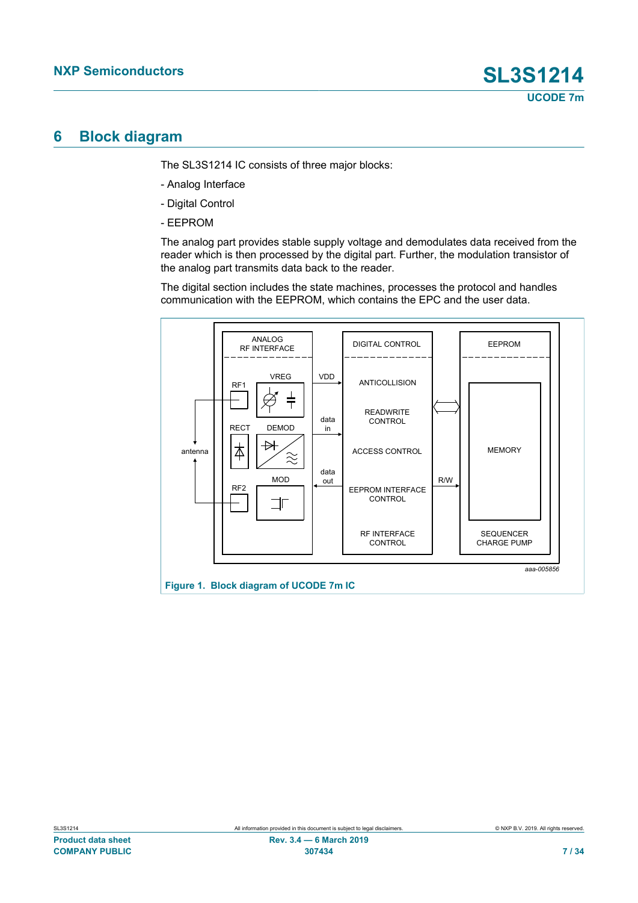# 6 Block diagram

The SL3S1214 IC consists of three major blocks:

- Analog Interface

- Digital Control

- EEPROM

The analog part provides stable supply voltage and demodulates data received from the reader which is then processed by the digital part. Further, the modulation transistor of the analog part transmits data back to the reader.

The digital section includes the state machines, processes the protocol and handles communication with the EEPROM, which contains the EPC and the user data.

aaa-005856

**Figure 1. Block diagram of UCODE 7m IC**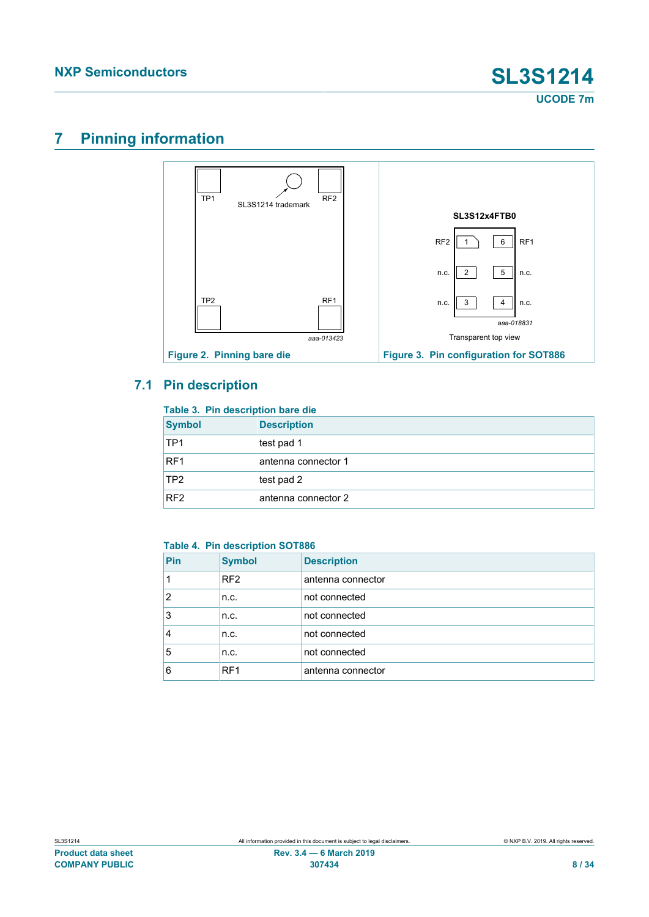## 7 Pinning information

Figure 2. Pinning bare die

Figure 3. Pin configuration for SOT886

### 7.1 Pin description

**Table 3. Pin description bare die**

| Symbol | Description |
|---|---|
| TP1 | test pad 1 |
| RF1 | antenna connector 1 |
| TP2 | test pad 2 |
| RF2 | antenna connector 2 |

**Table 4. Pin description SOT886**

| Pin | Symbol | Description |
|---|---|---|
| 1 | RF2 | antenna connector |
| 2 | n.c. | not connected |
| 3 | n.c. | not connected |
| 4 | n.c. | not connected |
| 5 | n.c. | not connected |
| 6 | RF1 | antenna connector |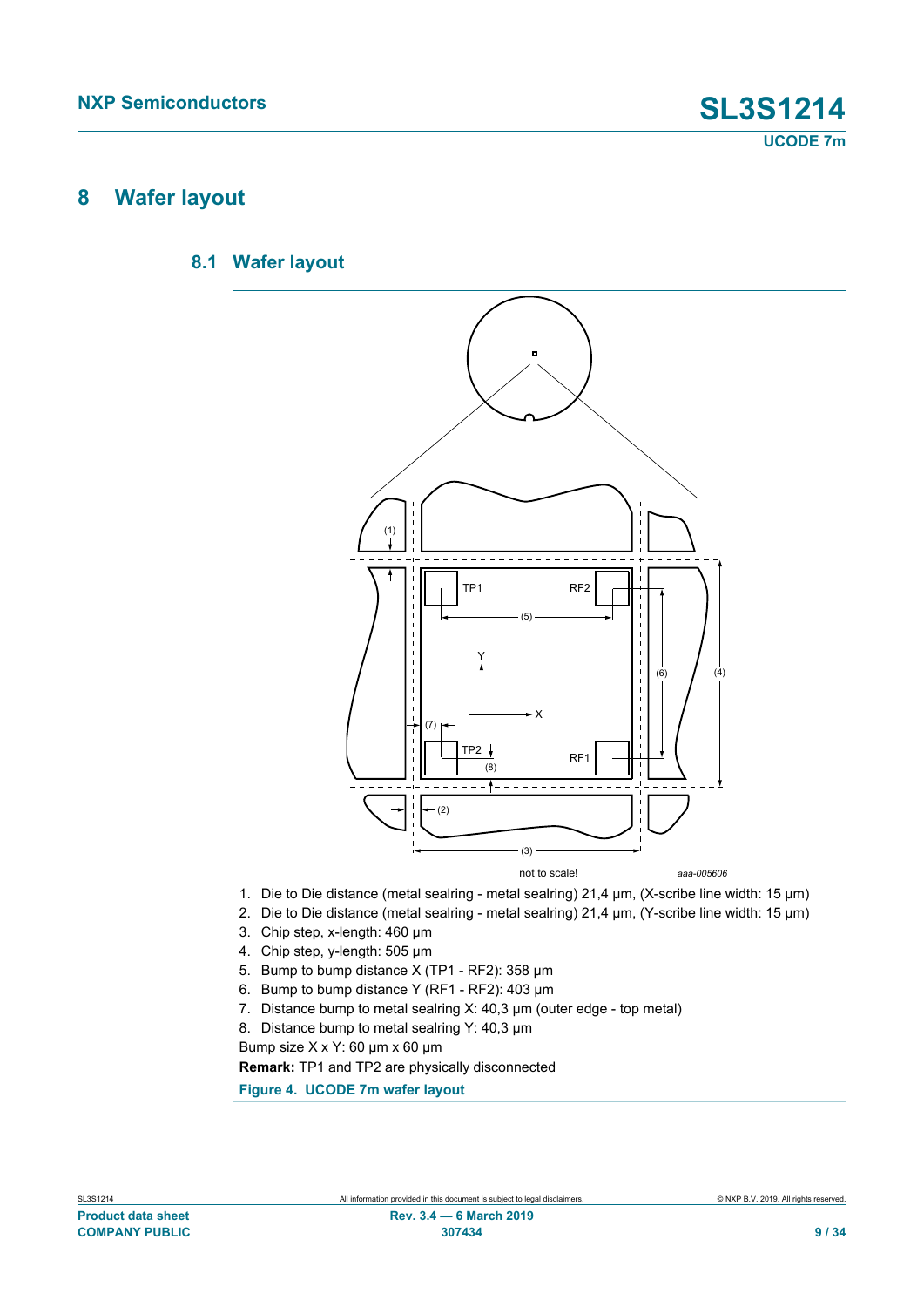# 8 Wafer layout

## 8.1 Wafer layout

1. Die to Die distance (metal sealring - metal sealring) 21,4 µm, (X-scribe line width: 15 µm)
2. Die to Die distance (metal sealring - metal sealring) 21,4 µm, (Y-scribe line width: 15 µm)
3. Chip step, x-length: 460 µm
4. Chip step, y-length: 505 µm
5. Bump to bump distance X (TP1 - RF2): 358 µm
6. Bump to bump distance Y (RF1 - RF2): 403 µm
7. Distance bump to metal sealring X: 40,3 µm (outer edge - top metal)
8. Distance bump to metal sealring Y: 40,3 µm

Bump size X x Y: 60 µm x 60 µm

**Remark:** TP1 and TP2 are physically disconnected

**Figure 4. UCODE 7m wafer layout**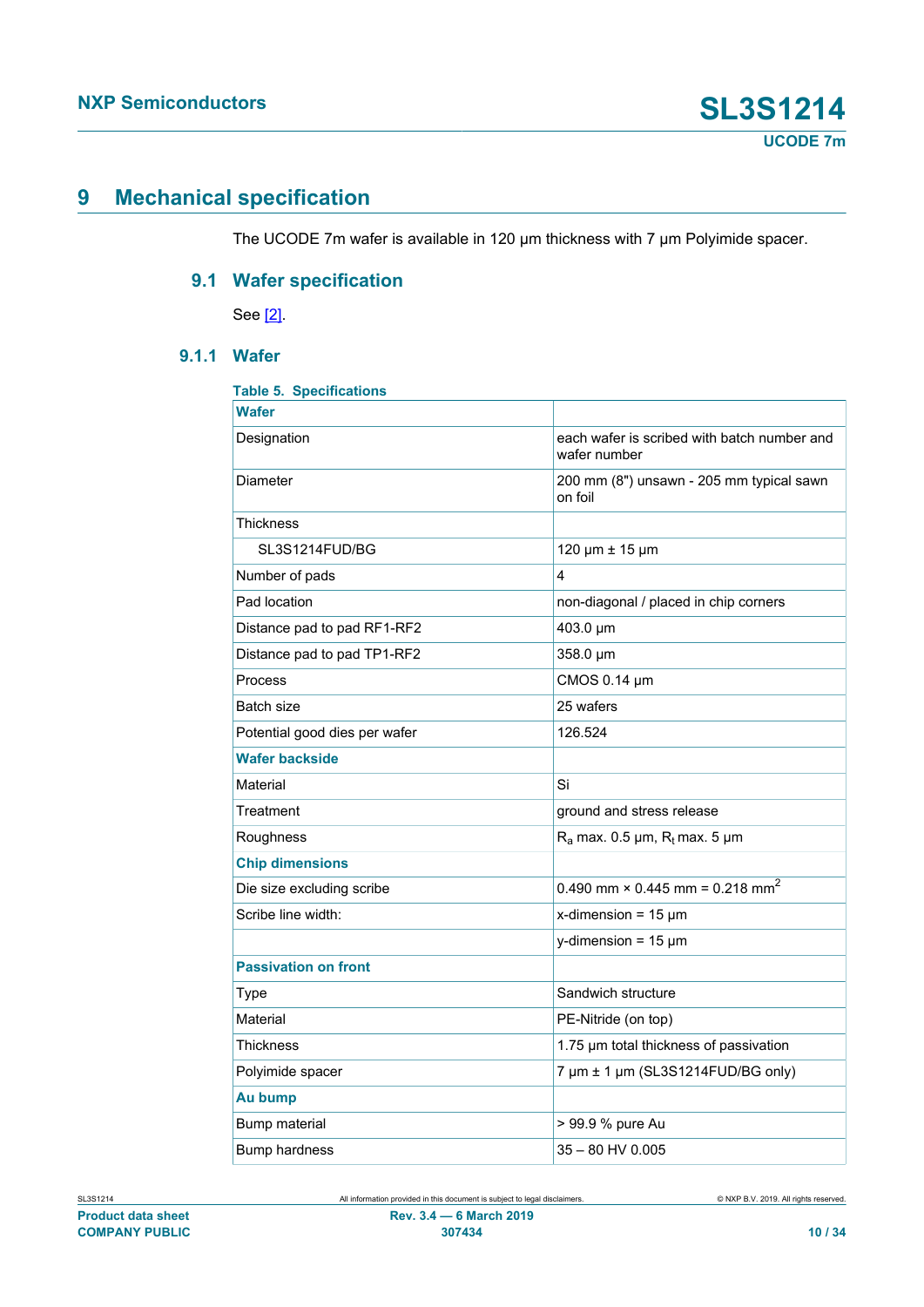# 9 Mechanical specification

The UCODE 7m wafer is available in 120 µm thickness with 7 µm Polyimide spacer.

## 9.1 Wafer specification

See [2].

### 9.1.1 Wafer

**Table 5. Specifications**

| **Wafer** | |
|---|---|
| Designation | each wafer is scribed with batch number and wafer number |
| Diameter | 200 mm (8") unsawn - 205 mm typical sawn on foil |
| Thickness | |
| SL3S1214FUD/BG | 120 µm ± 15 µm |
| Number of pads | 4 |
| Pad location | non-diagonal / placed in chip corners |
| Distance pad to pad RF1-RF2 | 403.0 µm |
| Distance pad to pad TP1-RF2 | 358.0 µm |
| Process | CMOS 0.14 µm |
| Batch size | 25 wafers |
| Potential good dies per wafer | 126.524 |
| **Wafer backside** | |
| Material | Si |
| Treatment | ground and stress release |
| Roughness | $R_a$ max. 0.5 µm, $R_t$ max. 5 µm |
| **Chip dimensions** | |
| Die size excluding scribe | 0.490 mm × 0.445 mm = 0.218 $mm^2$ |
| Scribe line width: | x-dimension = 15 µm |
| | y-dimension = 15 µm |
| **Passivation on front** | |
| Type | Sandwich structure |
| Material | PE-Nitride (on top) |
| Thickness | 1.75 µm total thickness of passivation |
| Polyimide spacer | 7 µm ± 1 µm (SL3S1214FUD/BG only) |
| **Au bump** | |
| Bump material | > 99.9 % pure Au |
| Bump hardness | 35 – 80 HV 0.005 |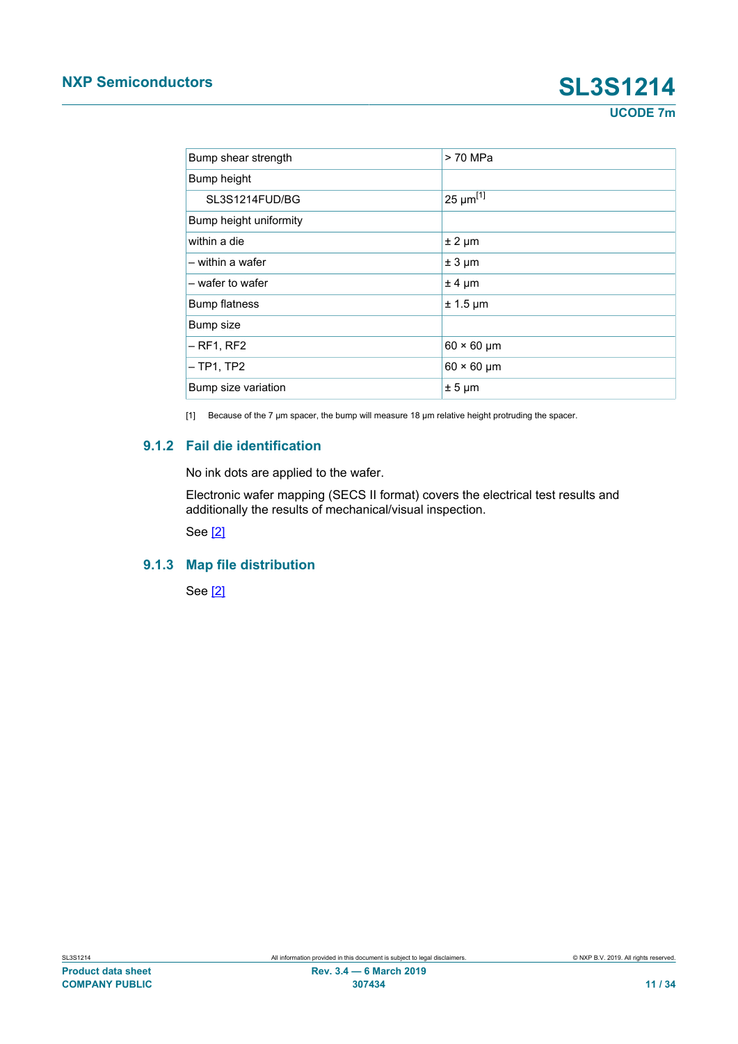| | |
|---|---|
| Bump shear strength | > 70 MPa |
| Bump height | |
| SL3S1214FUD/BG | 25 μm[1] |
| Bump height uniformity | |
| within a die | ± 2 μm |
| – within a wafer | ± 3 μm |
| – wafer to wafer | ± 4 μm |
| Bump flatness | ± 1.5 μm |
| Bump size | |
| – RF1, RF2 | 60 × 60 μm |
| – TP1, TP2 | 60 × 60 μm |
| Bump size variation | ± 5 μm |

[1] Because of the 7 μm spacer, the bump will measure 18 μm relative height protruding the spacer.

### 9.1.2 Fail die identification

No ink dots are applied to the wafer.

Electronic wafer mapping (SECS II format) covers the electrical test results and additionally the results of mechanical/visual inspection.

See [2]

### 9.1.3 Map file distribution

See [2]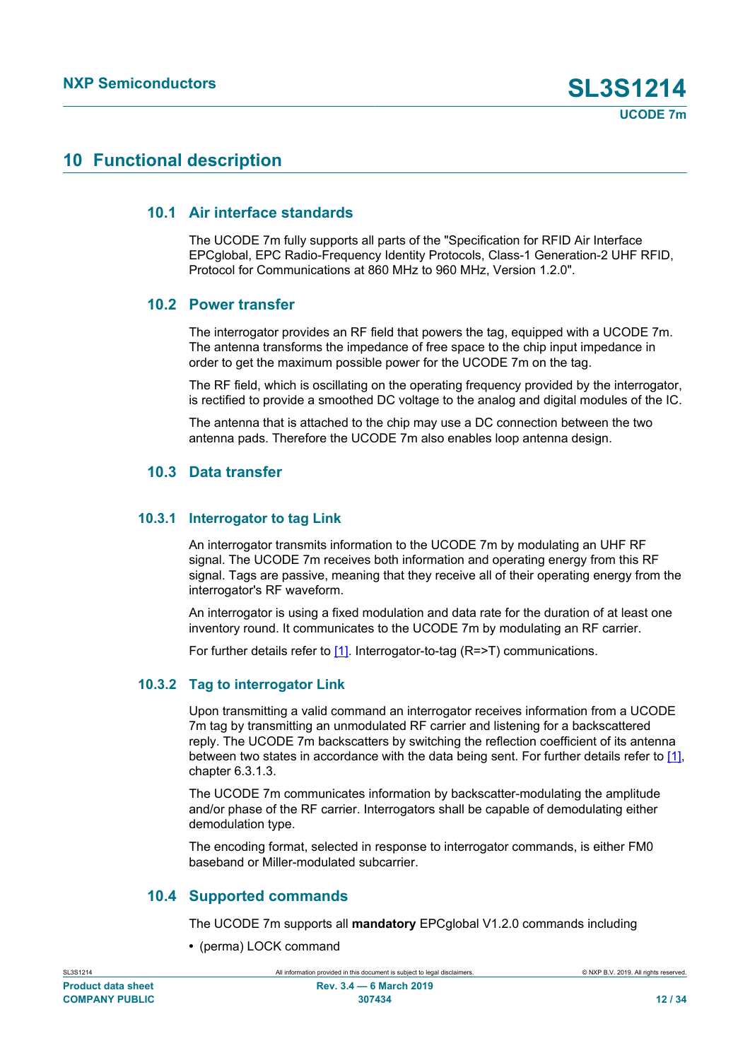## 10 Functional description

### 10.1 Air interface standards

The UCODE 7m fully supports all parts of the "Specification for RFID Air Interface EPCglobal, EPC Radio-Frequency Identity Protocols, Class-1 Generation-2 UHF RFID, Protocol for Communications at 860 MHz to 960 MHz, Version 1.2.0".

### 10.2 Power transfer

The interrogator provides an RF field that powers the tag, equipped with a UCODE 7m. The antenna transforms the impedance of free space to the chip input impedance in order to get the maximum possible power for the UCODE 7m on the tag.

The RF field, which is oscillating on the operating frequency provided by the interrogator, is rectified to provide a smoothed DC voltage to the analog and digital modules of the IC.

The antenna that is attached to the chip may use a DC connection between the two antenna pads. Therefore the UCODE 7m also enables loop antenna design.

### 10.3 Data transfer

#### 10.3.1 Interrogator to tag Link

An interrogator transmits information to the UCODE 7m by modulating an UHF RF signal. The UCODE 7m receives both information and operating energy from this RF signal. Tags are passive, meaning that they receive all of their operating energy from the interrogator's RF waveform.

An interrogator is using a fixed modulation and data rate for the duration of at least one inventory round. It communicates to the UCODE 7m by modulating an RF carrier.

For further details refer to [1]. Interrogator-to-tag (R=>T) communications.

#### 10.3.2 Tag to interrogator Link

Upon transmitting a valid command an interrogator receives information from a UCODE 7m tag by transmitting an unmodulated RF carrier and listening for a backscattered reply. The UCODE 7m backscatters by switching the reflection coefficient of its antenna between two states in accordance with the data being sent. For further details refer to [1], chapter 6.3.1.3.

The UCODE 7m communicates information by backscatter-modulating the amplitude and/or phase of the RF carrier. Interrogators shall be capable of demodulating either demodulation type.

The encoding format, selected in response to interrogator commands, is either FM0 baseband or Miller-modulated subcarrier.

### 10.4 Supported commands

The UCODE 7m supports all **mandatory** EPCglobal V1.2.0 commands including

- (perma) LOCK command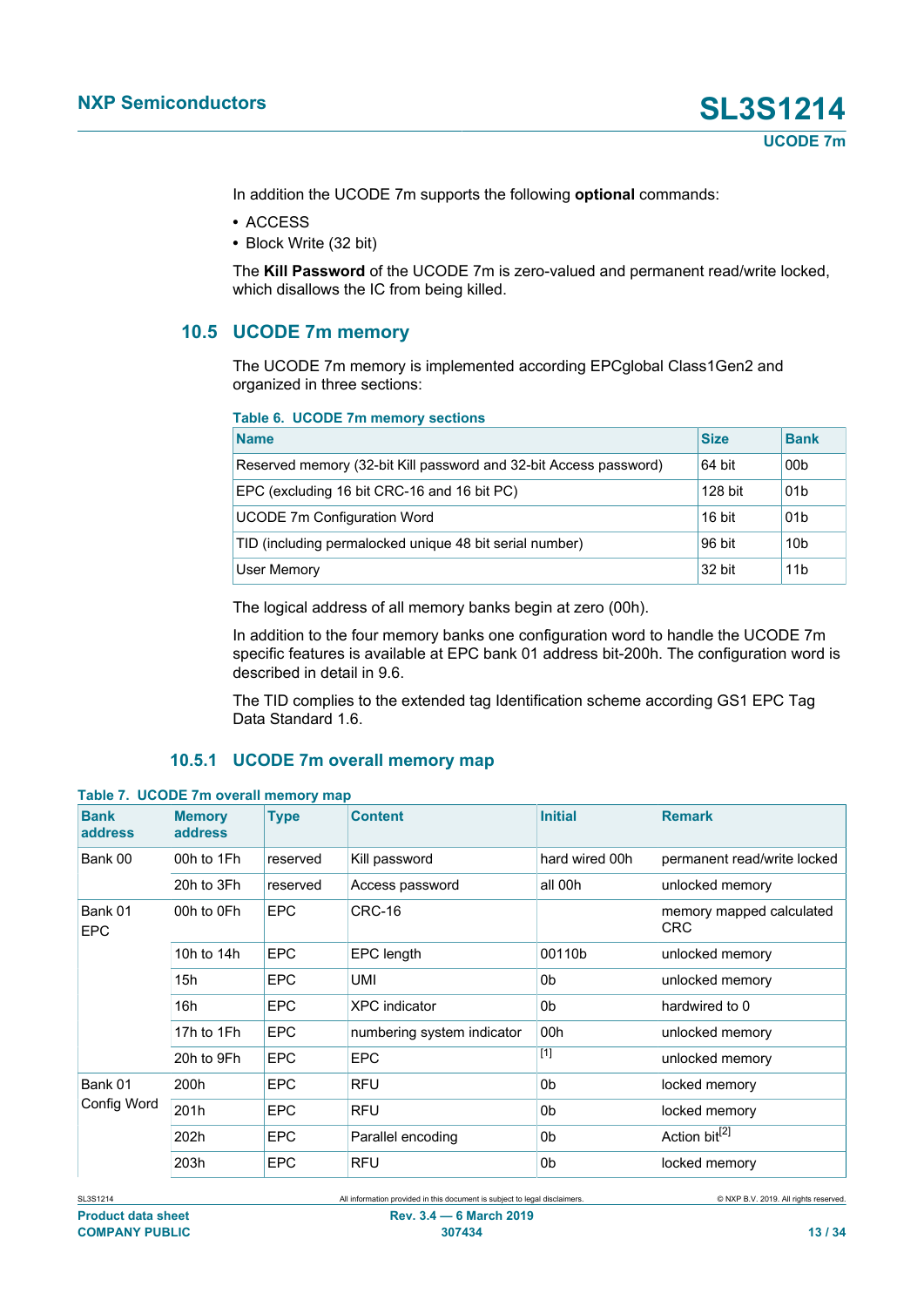In addition the UCODE 7m supports the following **optional** commands:

- ACCESS
- Block Write (32 bit)

The **Kill Password** of the UCODE 7m is zero-valued and permanent read/write locked, which disallows the IC from being killed.

## 10.5 UCODE 7m memory

The UCODE 7m memory is implemented according EPCglobal Class1Gen2 and organized in three sections:

**Table 6. UCODE 7m memory sections**

| Name | Size | Bank |
|---|---|---|
| Reserved memory (32-bit Kill password and 32-bit Access password) | 64 bit | 00b |
| EPC (excluding 16 bit CRC-16 and 16 bit PC) | 128 bit | 01b |
| UCODE 7m Configuration Word | 16 bit | 01b |
| TID (including permalocked unique 48 bit serial number) | 96 bit | 10b |
| User Memory | 32 bit | 11b |

The logical address of all memory banks begin at zero (00h).

In addition to the four memory banks one configuration word to handle the UCODE 7m specific features is available at EPC bank 01 address bit-200h. The configuration word is described in detail in 9.6.

The TID complies to the extended tag Identification scheme according GS1 EPC Tag Data Standard 1.6.

### 10.5.1 UCODE 7m overall memory map

**Table 7. UCODE 7m overall memory map**

| Bank address | Memory address | Type | Content | Initial | Remark |
|---|---|---|---|---|---|
| Bank 00 | 00h to 1Fh | reserved | Kill password | hard wired 00h | permanent read/write locked |
| | 20h to 3Fh | reserved | Access password | all 00h | unlocked memory |
| Bank 01 EPC | 00h to 0Fh | EPC | CRC-16 | | memory mapped calculated CRC |
| | 10h to 14h | EPC | EPC length | 00110b | unlocked memory |
| | 15h | EPC | UMI | 0b | unlocked memory |
| | 16h | EPC | XPC indicator | 0b | hardwired to 0 |
| | 17h to 1Fh | EPC | numbering system indicator | 00h | unlocked memory |
| | 20h to 9Fh | EPC | EPC | [1] | unlocked memory |
| Bank 01 Config Word | 200h | EPC | RFU | 0b | locked memory |
| | 201h | EPC | RFU | 0b | locked memory |
| | 202h | EPC | Parallel encoding | 0b | Action bit[2] |
| | 203h | EPC | RFU | 0b | locked memory |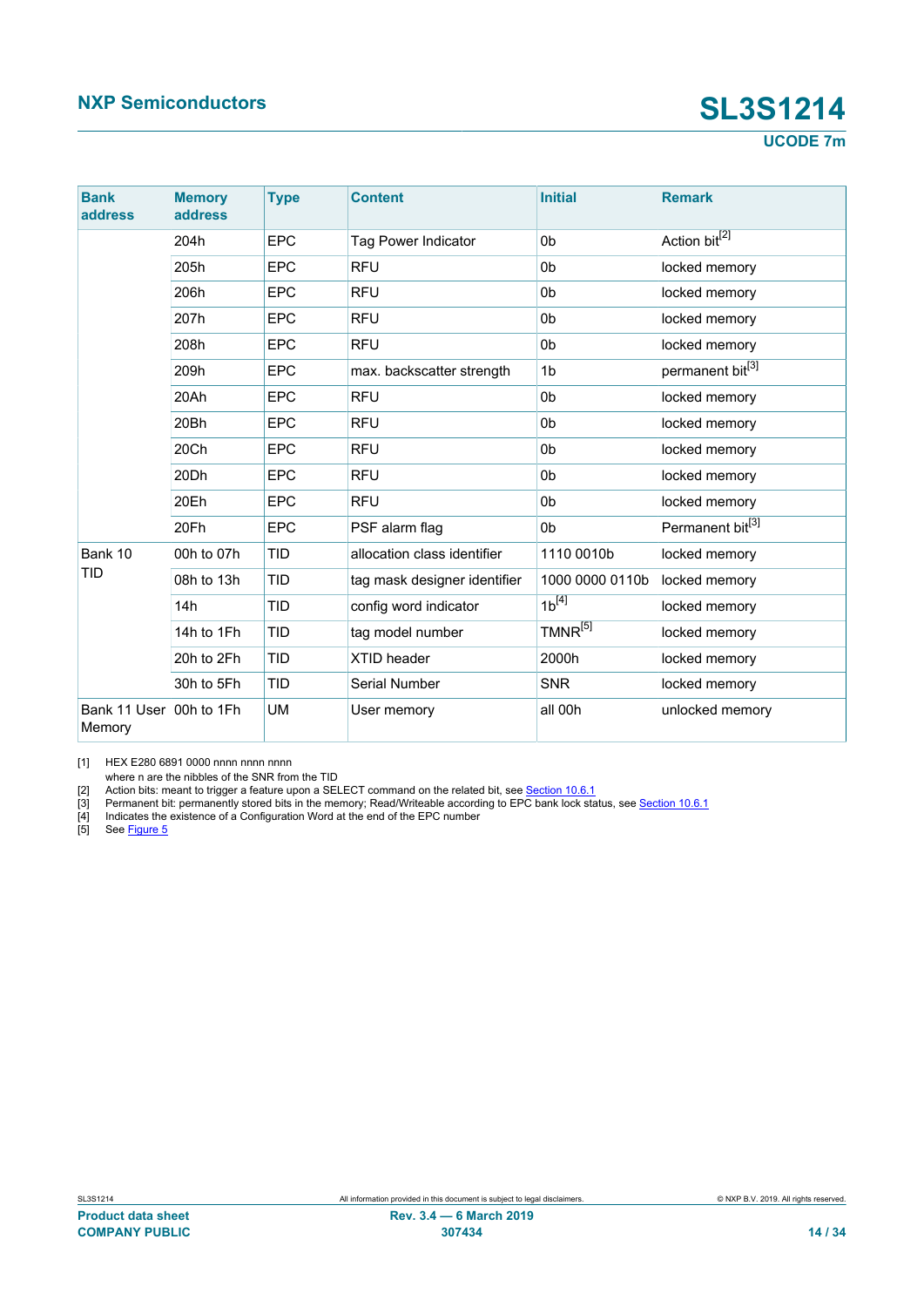| Bank address | Memory address | Type | Content | Initial | Remark |
|---|---|---|---|---|---|
| | 204h | EPC | Tag Power Indicator | 0b | Action bit[2] |
| | 205h | EPC | RFU | 0b | locked memory |
| | 206h | EPC | RFU | 0b | locked memory |
| | 207h | EPC | RFU | 0b | locked memory |
| | 208h | EPC | RFU | 0b | locked memory |
| | 209h | EPC | max. backscatter strength | 1b | permanent bit[3] |
| | 20Ah | EPC | RFU | 0b | locked memory |
| | 20Bh | EPC | RFU | 0b | locked memory |
| | 20Ch | EPC | RFU | 0b | locked memory |
| | 20Dh | EPC | RFU | 0b | locked memory |
| | 20Eh | EPC | RFU | 0b | locked memory |
| | 20Fh | EPC | PSF alarm flag | 0b | Permanent bit[3] |
| Bank 10 TID | 00h to 07h | TID | allocation class identifier | 1110 0010b | locked memory |
| | 08h to 13h | TID | tag mask designer identifier | 1000 0000 0110b | locked memory |
| | 14h | TID | config word indicator | 1b[4] | locked memory |
| | 14h to 1Fh | TID | tag model number | TMNR[5] | locked memory |
| | 20h to 2Fh | TID | XTID header | 2000h | locked memory |
| | 30h to 5Fh | TID | Serial Number | SNR | locked memory |
| Bank 11 User Memory | 00h to 1Fh | UM | User memory | all 00h | unlocked memory |

[1] HEX E280 6891 0000 nnnn nnnn nnnn
where n are the nibbles of the SNR from the TID

[2] Action bits: meant to trigger a feature upon a SELECT command on the related bit, see Section 10.6.1

[3] Permanent bit: permanently stored bits in the memory; Read/Writeable according to EPC bank lock status, see Section 10.6.1

[4] Indicates the existence of a Configuration Word at the end of the EPC number

[5] See Figure 5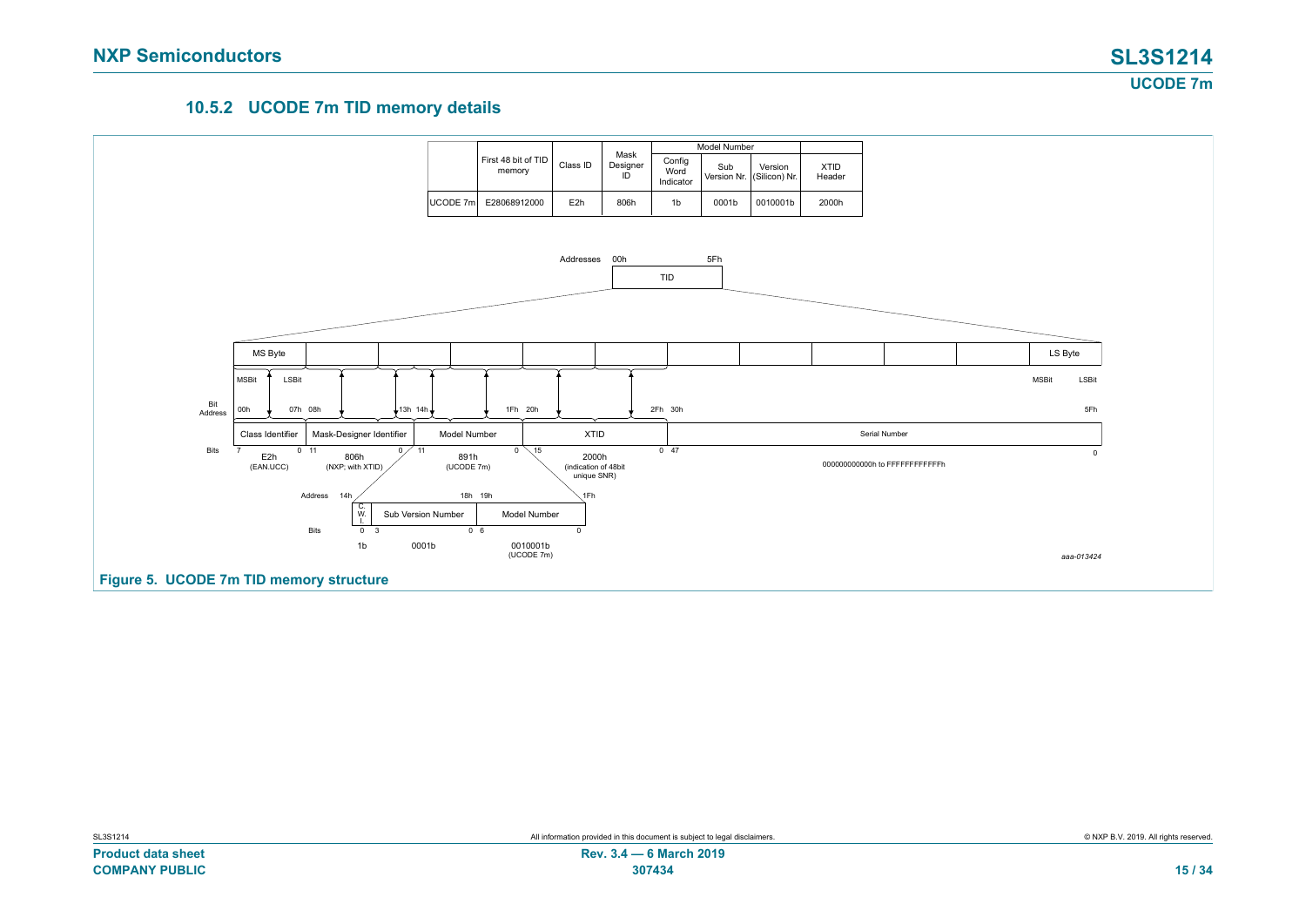### 10.5.2 UCODE 7m TID memory details

| | First 48 bit of TID memory | Class ID | Mask Designer ID | Model Number | | | XTID Header |
|---|---|---|---|---|---|---|---|
| | | | | Config Word Indicator | Sub Version Nr. | Version (Silicon) Nr. | |
| UCODE 7m | E28068912000 | E2h | 806h | 1b | 0001b | 0010001b | 2000h |

Addresses 00h 5Fh

TID

| MS Byte | | | | | | | | | | | LS Byte |
|---|---|---|---|---|---|---|---|---|---|---|---|

MSBit LSBit MSBit LSBit

Bit Address: 00h 07h 08h 13h 14h 1Fh 20h 2Fh 30h 5Fh

| Class Identifier | Mask-Designer Identifier | Model Number | XTID | Serial Number |
|---|---|---|---|---|
| Bits 7 – 0 | 11 – 0 | 11 – 0 | 15 – 0 | 47 – 0 |
| E2h (EAN.UCC) | 806h (NXP; with XTID) | 891h (UCODE 7m) | 2000h (indication of 48bit unique SNR) | 000000000000h to FFFFFFFFFFFFh |

Address 14h 18h 19h 1Fh

| C.W.I. | Sub Version Number | Model Number |
|---|---|---|
| Bits 0 | 3 – 0 | 6 – 0 |
| 1b | 0001b | 0010001b (UCODE 7m) |

aaa-013424

**Figure 5. UCODE 7m TID memory structure**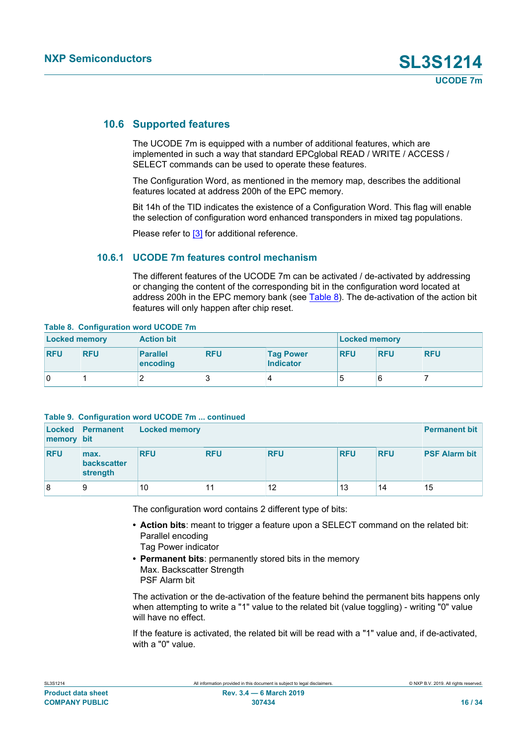## 10.6 Supported features

The UCODE 7m is equipped with a number of additional features, which are implemented in such a way that standard EPCglobal READ / WRITE / ACCESS / SELECT commands can be used to operate these features.

The Configuration Word, as mentioned in the memory map, describes the additional features located at address 200h of the EPC memory.

Bit 14h of the TID indicates the existence of a Configuration Word. This flag will enable the selection of configuration word enhanced transponders in mixed tag populations.

Please refer to [3] for additional reference.

### 10.6.1 UCODE 7m features control mechanism

The different features of the UCODE 7m can be activated / de-activated by addressing or changing the content of the corresponding bit in the configuration word located at address 200h in the EPC memory bank (see Table 8). The de-activation of the action bit features will only happen after chip reset.

**Table 8. Configuration word UCODE 7m**

| Locked memory | | Action bit | | | Locked memory | | |
|---|---|---|---|---|---|---|---|
| RFU | RFU | Parallel encoding | RFU | Tag Power Indicator | RFU | RFU | RFU |
| 0 | 1 | 2 | 3 | 4 | 5 | 6 | 7 |

**Table 9. Configuration word UCODE 7m ... continued**

| Locked memory | Permanent bit | Locked memory | | | | | Permanent bit |
|---|---|---|---|---|---|---|---|
| RFU | max. backscatter strength | RFU | RFU | RFU | RFU | RFU | PSF Alarm bit |
| 8 | 9 | 10 | 11 | 12 | 13 | 14 | 15 |

The configuration word contains 2 different type of bits:

- **Action bits**: meant to trigger a feature upon a SELECT command on the related bit:
  Parallel encoding
  Tag Power indicator
- **Permanent bits**: permanently stored bits in the memory
  Max. Backscatter Strength
  PSF Alarm bit

The activation or the de-activation of the feature behind the permanent bits happens only when attempting to write a "1" value to the related bit (value toggling) - writing "0" value will have no effect.

If the feature is activated, the related bit will be read with a "1" value and, if de-activated, with a "0" value.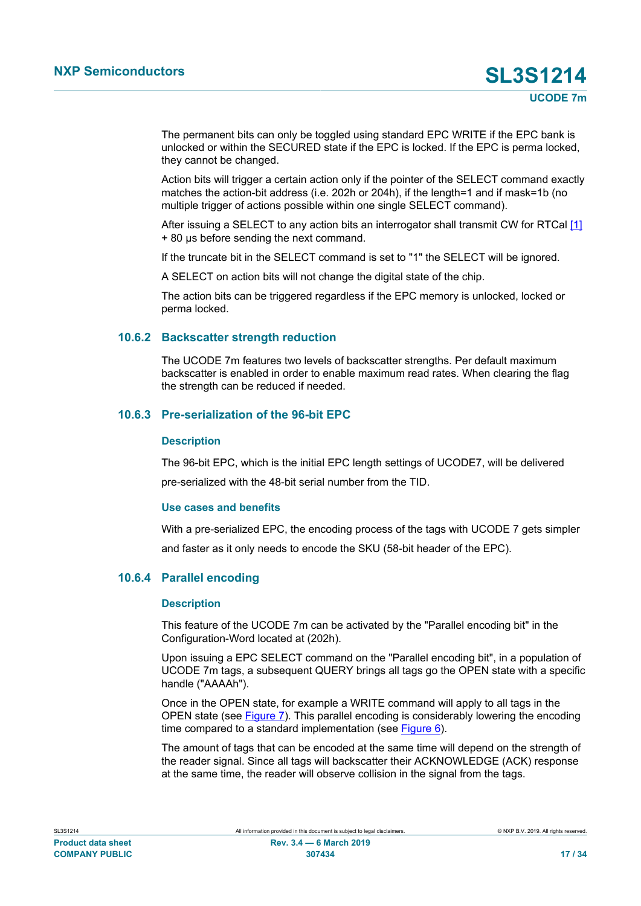The permanent bits can only be toggled using standard EPC WRITE if the EPC bank is unlocked or within the SECURED state if the EPC is locked. If the EPC is perma locked, they cannot be changed.

Action bits will trigger a certain action only if the pointer of the SELECT command exactly matches the action-bit address (i.e. 202h or 204h), if the length=1 and if mask=1b (no multiple trigger of actions possible within one single SELECT command).

After issuing a SELECT to any action bits an interrogator shall transmit CW for RTCal [1] + 80 µs before sending the next command.

If the truncate bit in the SELECT command is set to "1" the SELECT will be ignored.

A SELECT on action bits will not change the digital state of the chip.

The action bits can be triggered regardless if the EPC memory is unlocked, locked or perma locked.

### 10.6.2 Backscatter strength reduction

The UCODE 7m features two levels of backscatter strengths. Per default maximum backscatter is enabled in order to enable maximum read rates. When clearing the flag the strength can be reduced if needed.

### 10.6.3 Pre-serialization of the 96-bit EPC

#### Description

The 96-bit EPC, which is the initial EPC length settings of UCODE7, will be delivered pre-serialized with the 48-bit serial number from the TID.

#### Use cases and benefits

With a pre-serialized EPC, the encoding process of the tags with UCODE 7 gets simpler and faster as it only needs to encode the SKU (58-bit header of the EPC).

### 10.6.4 Parallel encoding

#### Description

This feature of the UCODE 7m can be activated by the "Parallel encoding bit" in the Configuration-Word located at (202h).

Upon issuing a EPC SELECT command on the "Parallel encoding bit", in a population of UCODE 7m tags, a subsequent QUERY brings all tags go the OPEN state with a specific handle ("AAAAh").

Once in the OPEN state, for example a WRITE command will apply to all tags in the OPEN state (see Figure 7). This parallel encoding is considerably lowering the encoding time compared to a standard implementation (see Figure 6).

The amount of tags that can be encoded at the same time will depend on the strength of the reader signal. Since all tags will backscatter their ACKNOWLEDGE (ACK) response at the same time, the reader will observe collision in the signal from the tags.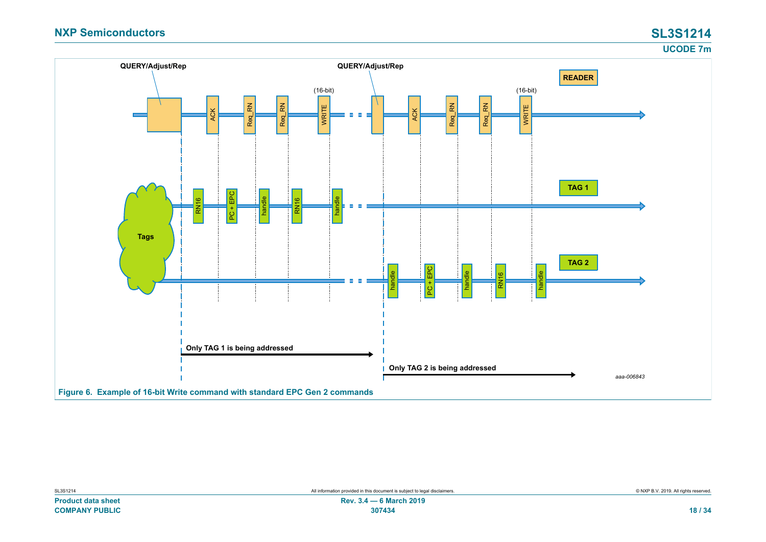Figure 6. Example of 16-bit Write command with standard EPC Gen 2 commands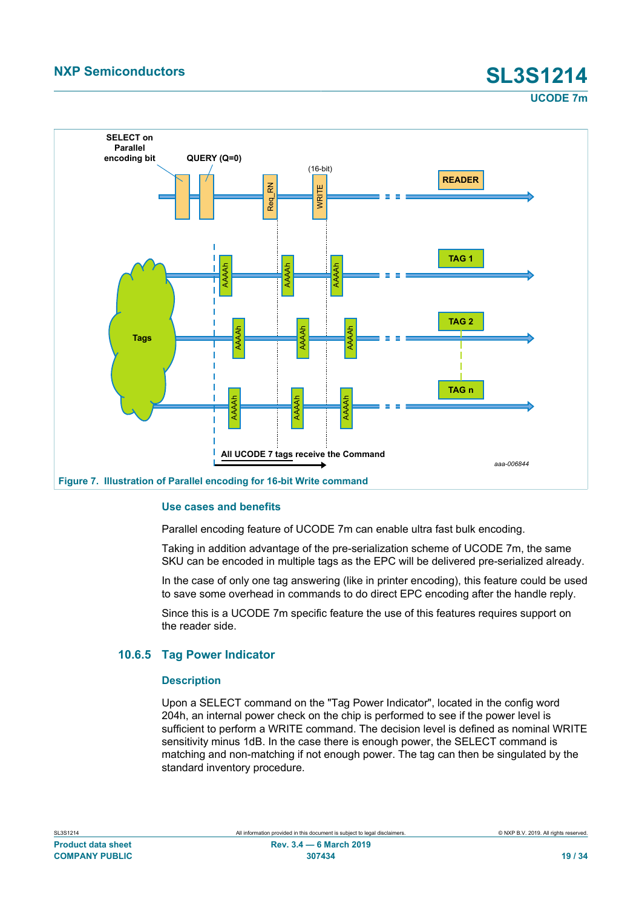Figure 7. Illustration of Parallel encoding for 16-bit Write command

#### Use cases and benefits

Parallel encoding feature of UCODE 7m can enable ultra fast bulk encoding.

Taking in addition advantage of the pre-serialization scheme of UCODE 7m, the same SKU can be encoded in multiple tags as the EPC will be delivered pre-serialized already.

In the case of only one tag answering (like in printer encoding), this feature could be used to save some overhead in commands to do direct EPC encoding after the handle reply.

Since this is a UCODE 7m specific feature the use of this features requires support on the reader side.

### 10.6.5 Tag Power Indicator

#### Description

Upon a SELECT command on the "Tag Power Indicator", located in the config word 204h, an internal power check on the chip is performed to see if the power level is sufficient to perform a WRITE command. The decision level is defined as nominal WRITE sensitivity minus 1dB. In the case there is enough power, the SELECT command is matching and non-matching if not enough power. The tag can then be singulated by the standard inventory procedure.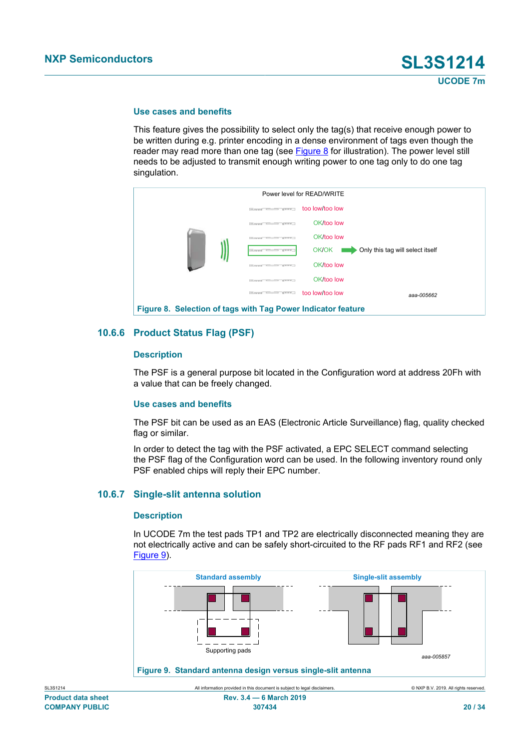#### Use cases and benefits

This feature gives the possibility to select only the tag(s) that receive enough power to be written during e.g. printer encoding in a dense environment of tags even though the reader may read more than one tag (see Figure 8 for illustration). The power level still needs to be adjusted to transmit enough writing power to one tag only to do one tag singulation.

Power level for READ/WRITE

too low/too low
OK/too low
OK/too low
OK/OK → Only this tag will select itself
OK/too low
OK/too low
too low/too low

aaa-005662

**Figure 8. Selection of tags with Tag Power Indicator feature**

### 10.6.6 Product Status Flag (PSF)

#### Description

The PSF is a general purpose bit located in the Configuration word at address 20Fh with a value that can be freely changed.

#### Use cases and benefits

The PSF bit can be used as an EAS (Electronic Article Surveillance) flag, quality checked flag or similar.

In order to detect the tag with the PSF activated, a EPC SELECT command selecting the PSF flag of the Configuration word can be used. In the following inventory round only PSF enabled chips will reply their EPC number.

### 10.6.7 Single-slit antenna solution

#### Description

In UCODE 7m the test pads TP1 and TP2 are electrically disconnected meaning they are not electrically active and can be safely short-circuited to the RF pads RF1 and RF2 (see Figure 9).

Standard assembly | Single-slit assembly

Supporting pads

aaa-005857

**Figure 9. Standard antenna design versus single-slit antenna**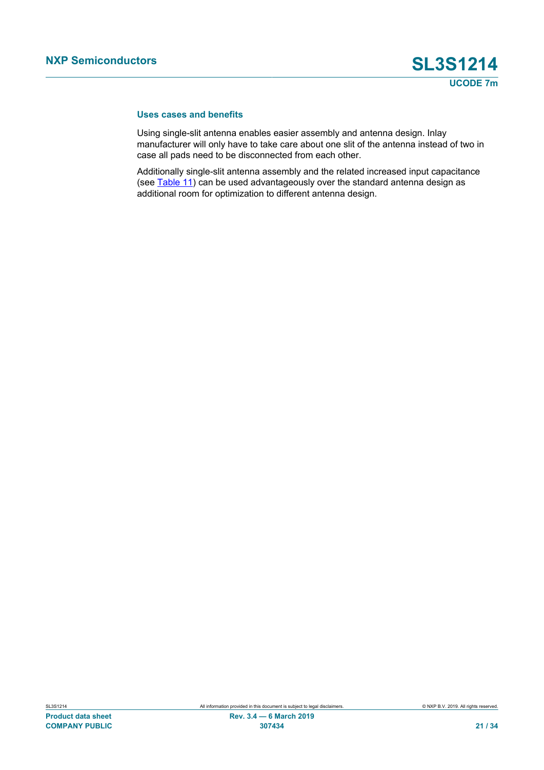#### Uses cases and benefits

Using single-slit antenna enables easier assembly and antenna design. Inlay manufacturer will only have to take care about one slit of the antenna instead of two in case all pads need to be disconnected from each other.

Additionally single-slit antenna assembly and the related increased input capacitance (see Table 11) can be used advantageously over the standard antenna design as additional room for optimization to different antenna design.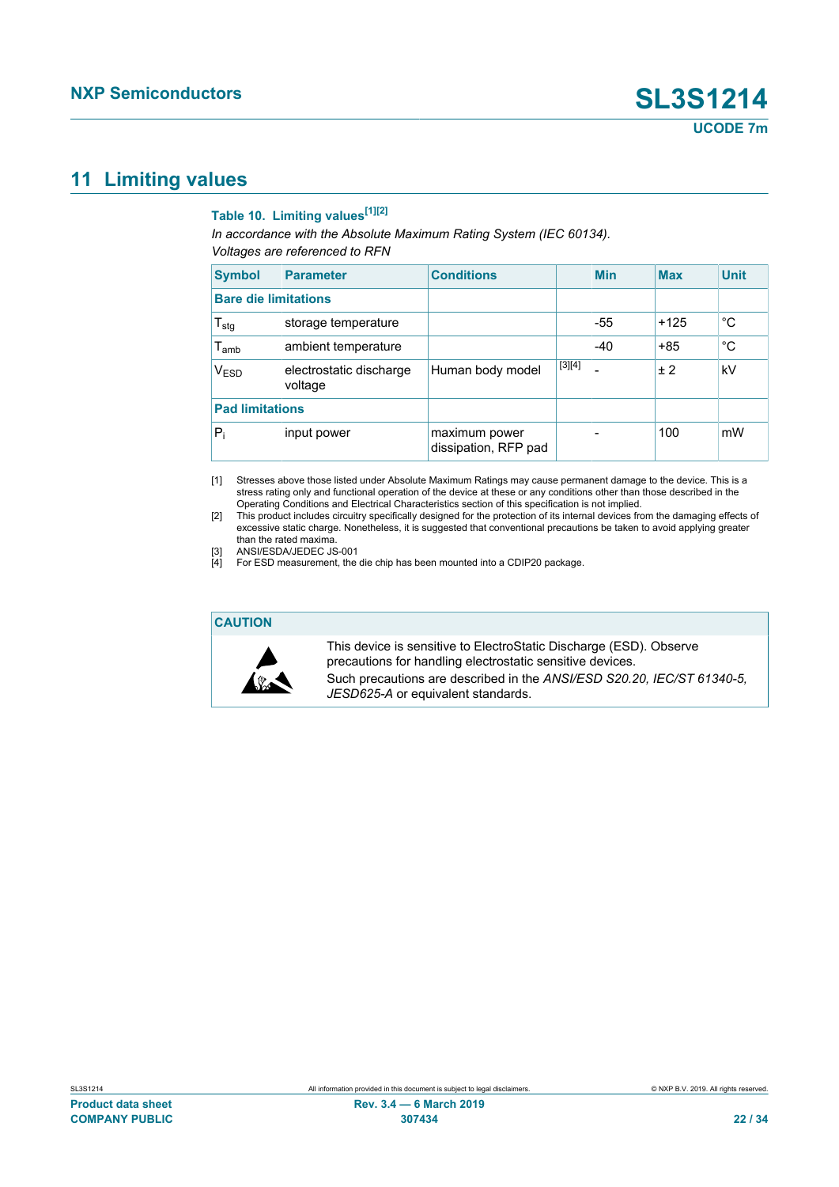## 11 Limiting values

**Table 10. Limiting values**[1][2]

*In accordance with the Absolute Maximum Rating System (IEC 60134). Voltages are referenced to RFN*

| Symbol | Parameter | Conditions | | Min | Max | Unit |
|---|---|---|---|---|---|---|
| **Bare die limitations** | | | | | | |
| $T_{stg}$ | storage temperature | | | -55 | +125 | °C |
| $T_{amb}$ | ambient temperature | | | -40 | +85 | °C |
| $V_{ESD}$ | electrostatic discharge voltage | Human body model | [3][4] | - | ± 2 | kV |
| **Pad limitations** | | | | | | |
| $P_i$ | input power | maximum power dissipation, RFP pad | | - | 100 | mW |

[1] Stresses above those listed under Absolute Maximum Ratings may cause permanent damage to the device. This is a stress rating only and functional operation of the device at these or any conditions other than those described in the Operating Conditions and Electrical Characteristics section of this specification is not implied.

[2] This product includes circuitry specifically designed for the protection of its internal devices from the damaging effects of excessive static charge. Nonetheless, it is suggested that conventional precautions be taken to avoid applying greater than the rated maxima.

[3] ANSI/ESDA/JEDEC JS-001

[4] For ESD measurement, the die chip has been mounted into a CDIP20 package.

**CAUTION**

This device is sensitive to ElectroStatic Discharge (ESD). Observe precautions for handling electrostatic sensitive devices.

Such precautions are described in the *ANSI/ESD S20.20, IEC/ST 61340-5, JESD625-A* or equivalent standards.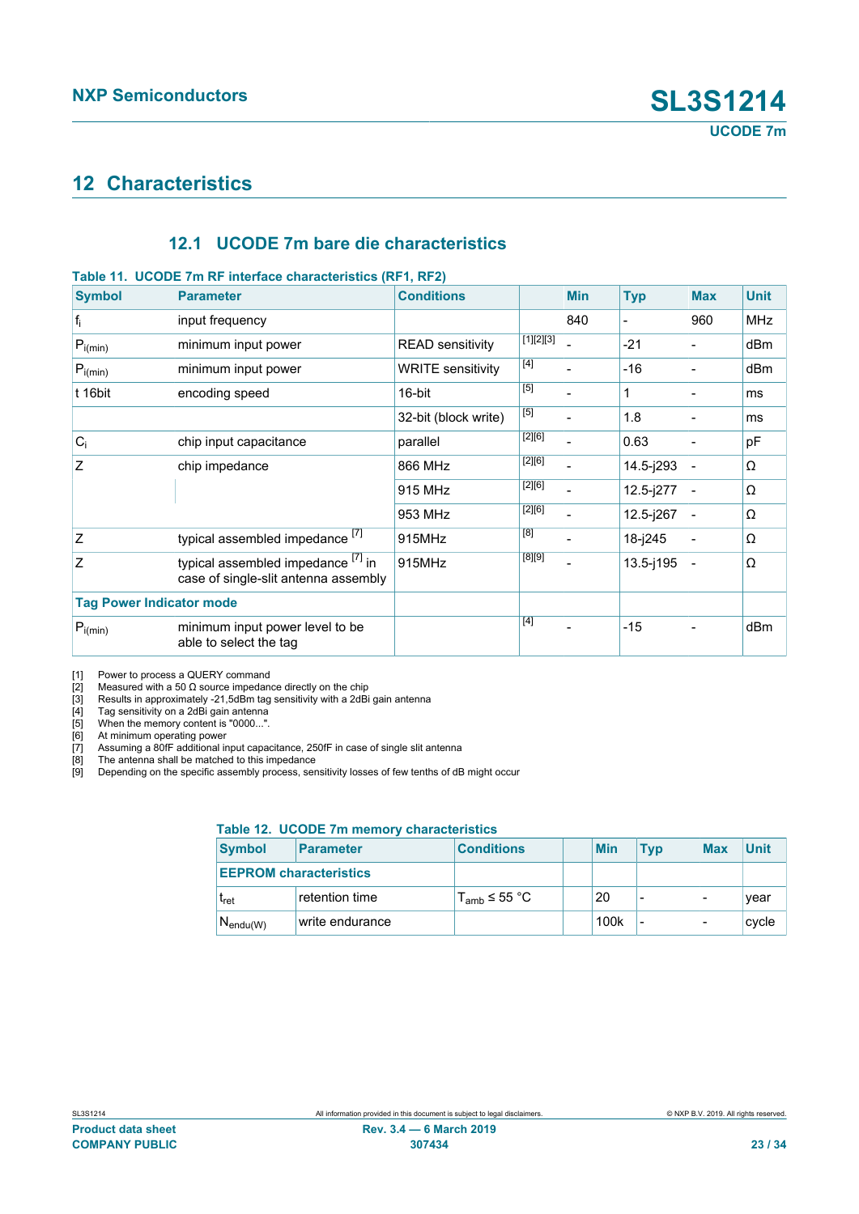## 12 Characteristics

### 12.1 UCODE 7m bare die characteristics

**Table 11. UCODE 7m RF interface characteristics (RF1, RF2)**

| Symbol | Parameter | Conditions | | Min | Typ | Max | Unit |
|---|---|---|---|---|---|---|---|
| $f_i$ | input frequency | | | 840 | - | 960 | MHz |
| $P_{i(min)}$ | minimum input power | READ sensitivity | [1][2][3] | - | -21 | - | dBm |
| $P_{i(min)}$ | minimum input power | WRITE sensitivity | [4] | - | -16 | - | dBm |
| t 16bit | encoding speed | 16-bit | [5] | - | 1 | - | ms |
| | | 32-bit (block write) | [5] | - | 1.8 | - | ms |
| $C_i$ | chip input capacitance | parallel | [2][6] | - | 0.63 | - | pF |
| Z | chip impedance | 866 MHz | [2][6] | - | 14.5-j293 | - | Ω |
| | | 915 MHz | [2][6] | - | 12.5-j277 | - | Ω |
| | | 953 MHz | [2][6] | - | 12.5-j267 | - | Ω |
| Z | typical assembled impedance [7] | 915MHz | [8] | - | 18-j245 | - | Ω |
| Z | typical assembled impedance [7] in case of single-slit antenna assembly | 915MHz | [8][9] | - | 13.5-j195 | - | Ω |
| **Tag Power Indicator mode** | | | | | | | |
| $P_{i(min)}$ | minimum input power level to be able to select the tag | | [4] | - | -15 | - | dBm |

[1] Power to process a QUERY command
[2] Measured with a 50 Ω source impedance directly on the chip
[3] Results in approximately -21,5dBm tag sensitivity with a 2dBi gain antenna
[4] Tag sensitivity on a 2dBi gain antenna
[5] When the memory content is "0000...".
[6] At minimum operating power
[7] Assuming a 80fF additional input capacitance, 250fF in case of single slit antenna
[8] The antenna shall be matched to this impedance
[9] Depending on the specific assembly process, sensitivity losses of few tenths of dB might occur

**Table 12. UCODE 7m memory characteristics**

| Symbol | Parameter | Conditions | | Min | Typ | Max | Unit |
|---|---|---|---|---|---|---|---|
| **EEPROM characteristics** | | | | | | | |
| $t_{ret}$ | retention time | $T_{amb} \leq 55$ °C | | 20 | - | - | year |
| $N_{endu(W)}$ | write endurance | | | 100k | - | - | cycle |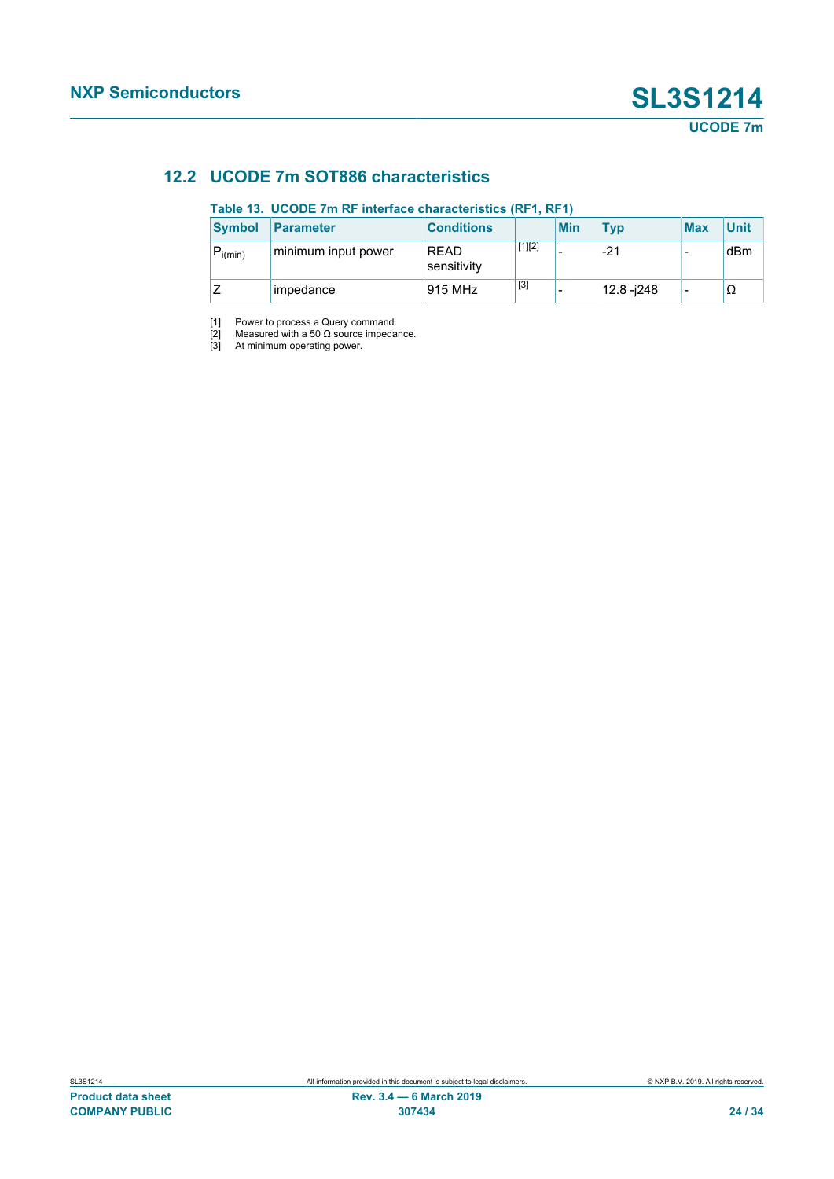## 12.2 UCODE 7m SOT886 characteristics

**Table 13. UCODE 7m RF interface characteristics (RF1, RF1)**

| Symbol | Parameter | Conditions | | Min | Typ | Max | Unit |
|---|---|---|---|---|---|---|---|
| $P_{i(min)}$ | minimum input power | READ sensitivity | [1][2] | - | -21 | - | dBm |
| Z | impedance | 915 MHz | [3] | - | 12.8 -j248 | - | Ω |

[1] Power to process a Query command.

[2] Measured with a 50 Ω source impedance.

[3] At minimum operating power.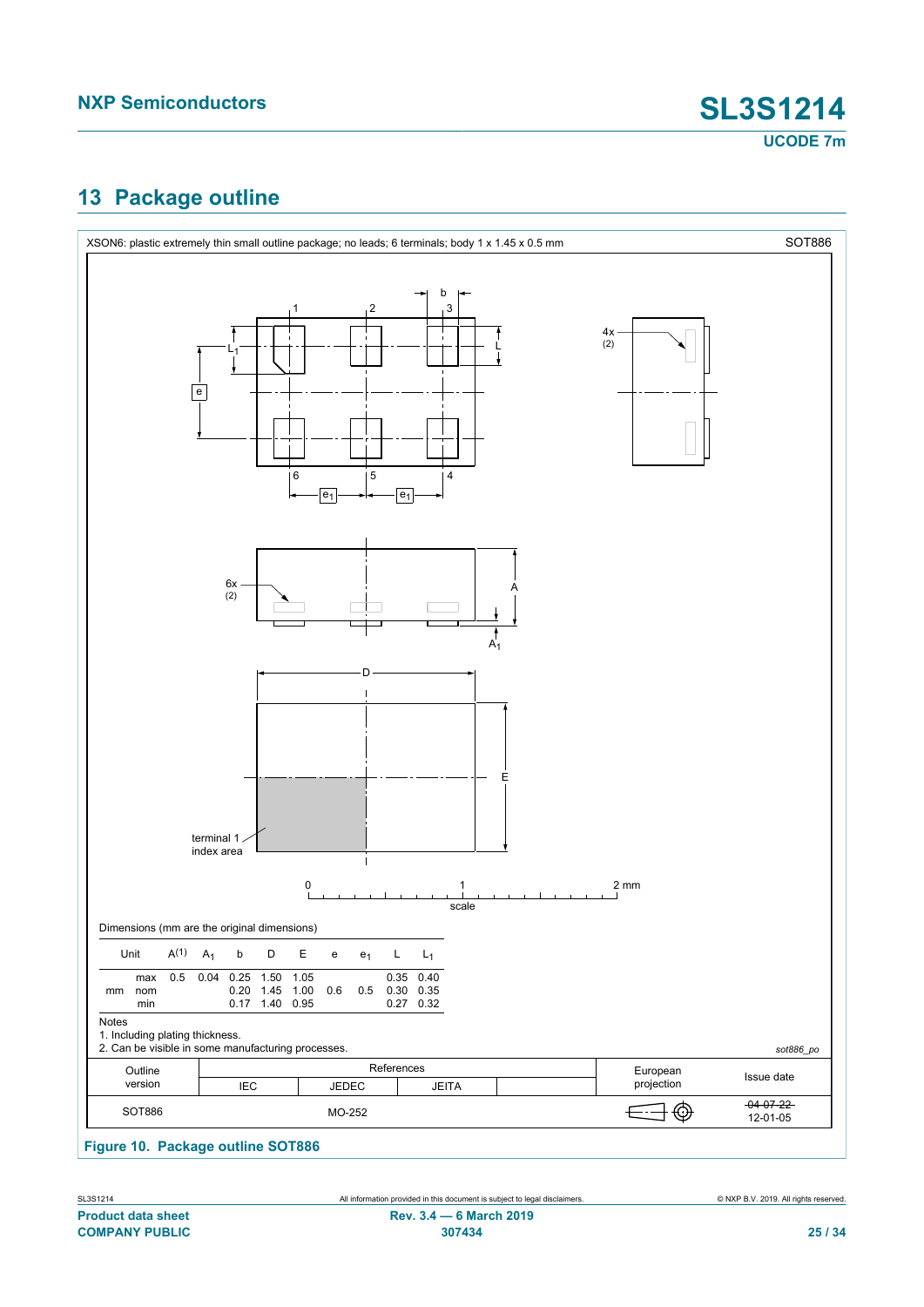# 13 Package outline

XSON6: plastic extremely thin small outline package; no leads; 6 terminals; body 1 x 1.45 x 0.5 mm — SOT886

Dimensions (mm are the original dimensions)

| Unit | | $A^{(1)}$ | $A_1$ | b | D | E | e | $e_1$ | L | $L_1$ |
|---|---|---|---|---|---|---|---|---|---|---|
| mm | max | 0.5 | 0.04 | 0.25 | 1.50 | 1.05 | | | 0.35 | 0.40 |
| | nom | | | 0.20 | 1.45 | 1.00 | 0.6 | 0.5 | 0.30 | 0.35 |
| | min | | | 0.17 | 1.40 | 0.95 | | | 0.27 | 0.32 |

Notes

1. Including plating thickness.
2. Can be visible in some manufacturing processes.

*sot886_po*

| Outline version | References IEC | References JEDEC | References JEITA | | European projection | Issue date |
|---|---|---|---|---|---|---|
| SOT886 | | MO-252 | | | | ~~04-07-22~~ 12-01-05 |

**Figure 10. Package outline SOT886**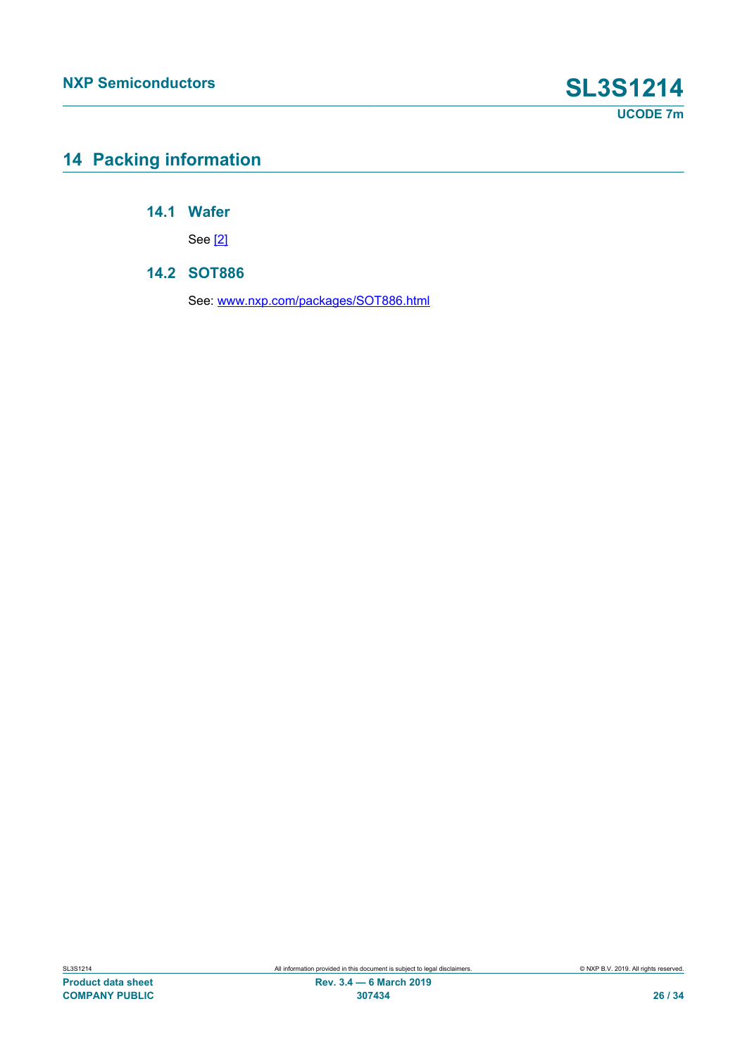# 14 Packing information

## 14.1 Wafer

See [2]

## 14.2 SOT886

See: www.nxp.com/packages/SOT886.html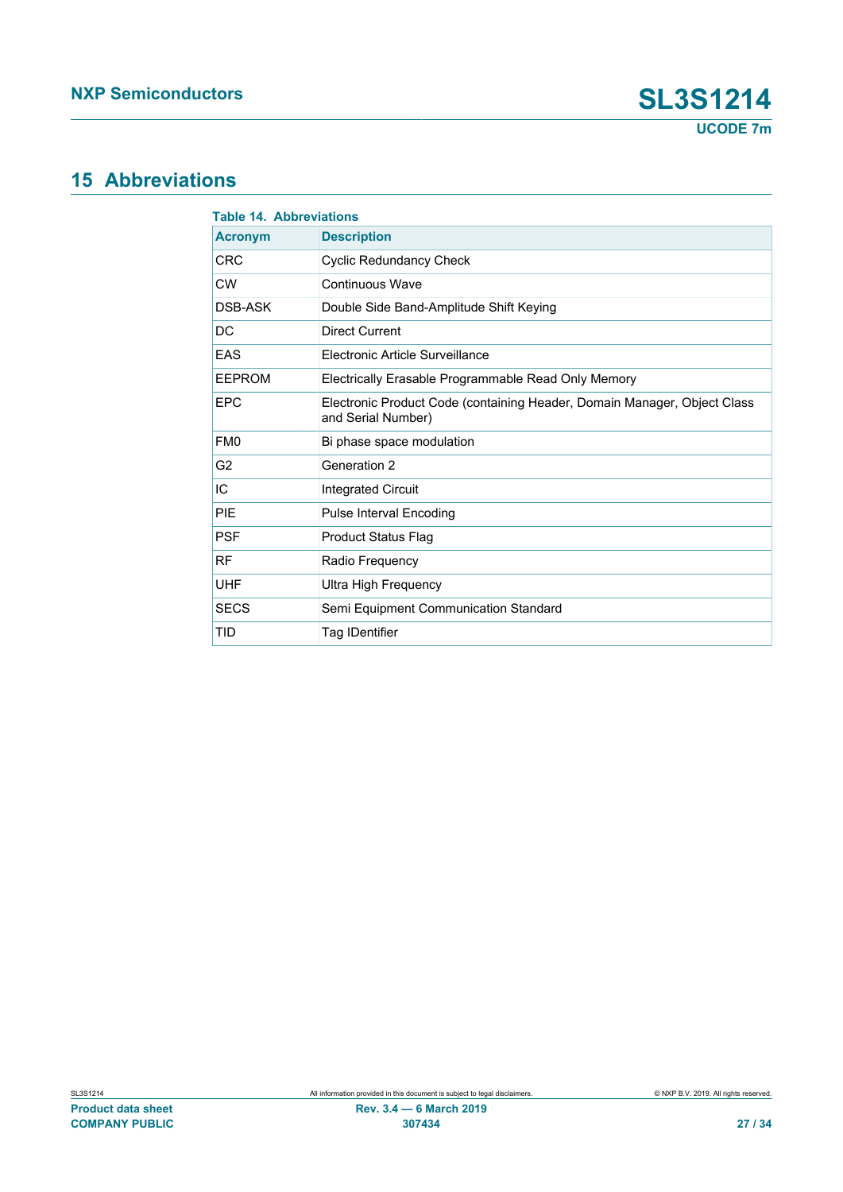## 15 Abbreviations

**Table 14. Abbreviations**

| Acronym | Description |
|---|---|
| CRC | Cyclic Redundancy Check |
| CW | Continuous Wave |
| DSB-ASK | Double Side Band-Amplitude Shift Keying |
| DC | Direct Current |
| EAS | Electronic Article Surveillance |
| EEPROM | Electrically Erasable Programmable Read Only Memory |
| EPC | Electronic Product Code (containing Header, Domain Manager, Object Class and Serial Number) |
| FM0 | Bi phase space modulation |
| G2 | Generation 2 |
| IC | Integrated Circuit |
| PIE | Pulse Interval Encoding |
| PSF | Product Status Flag |
| RF | Radio Frequency |
| UHF | Ultra High Frequency |
| SECS | Semi Equipment Communication Standard |
| TID | Tag IDentifier |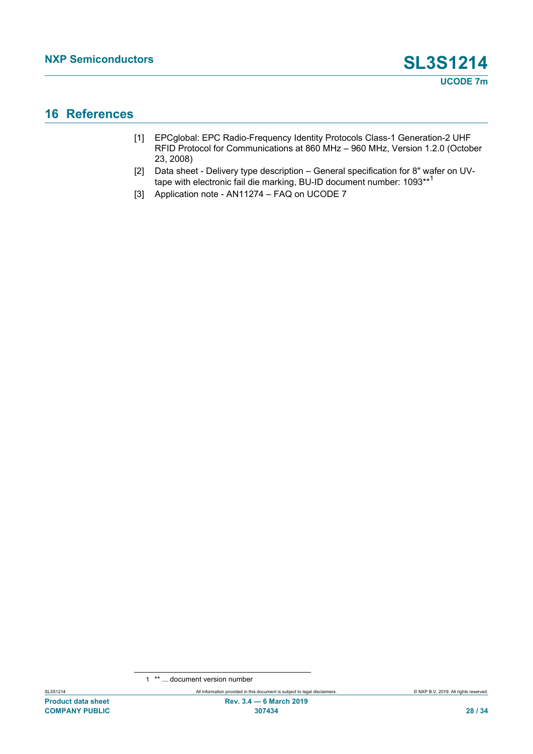## 16 References

[1] EPCglobal: EPC Radio-Frequency Identity Protocols Class-1 Generation-2 UHF RFID Protocol for Communications at 860 MHz – 960 MHz, Version 1.2.0 (October 23, 2008)

[2] Data sheet - Delivery type description – General specification for 8" wafer on UV-tape with electronic fail die marking, BU-ID document number: 1093**[1]

[3] Application note - AN11274 – FAQ on UCODE 7

1 ** ... document version number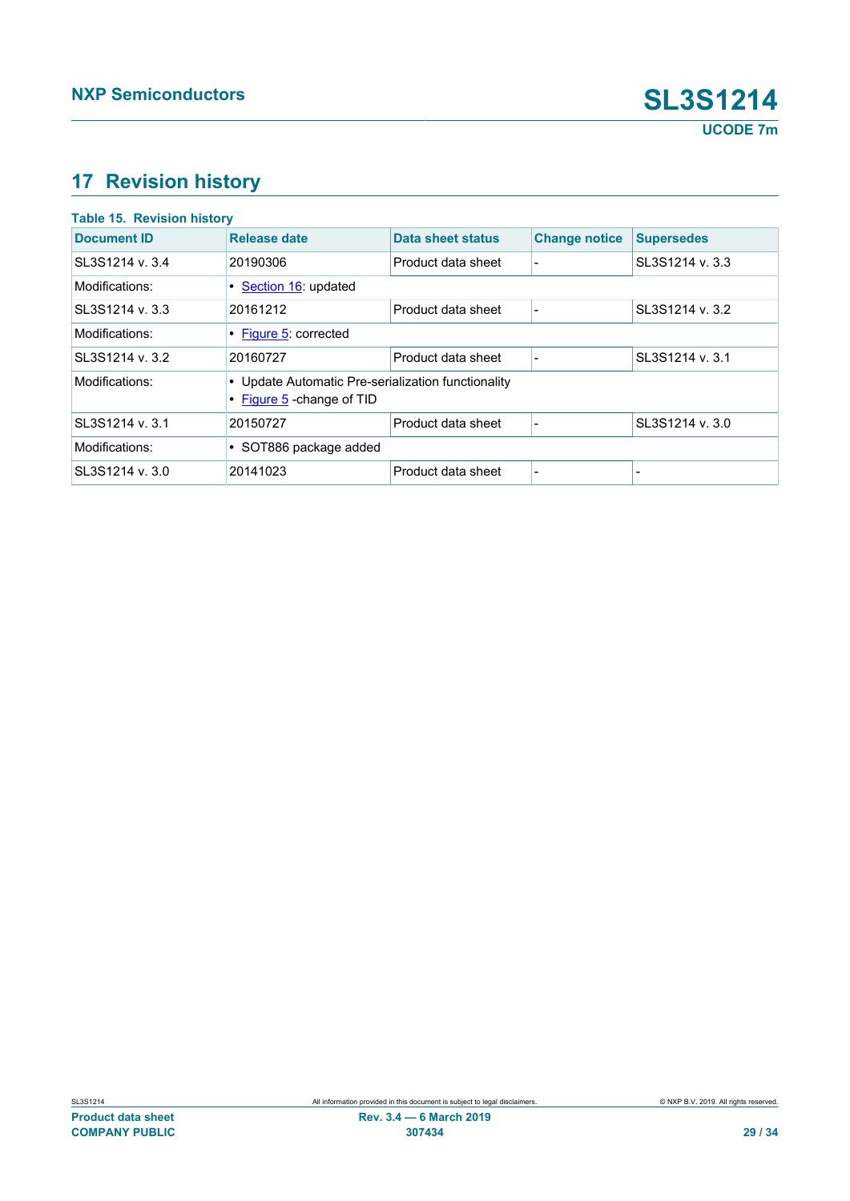## 17 Revision history

**Table 15. Revision history**

| Document ID | Release date | Data sheet status | Change notice | Supersedes |
|---|---|---|---|---|
| SL3S1214 v. 3.4 | 20190306 | Product data sheet | - | SL3S1214 v. 3.3 |
| Modifications: | • Section 16: updated | | | |
| SL3S1214 v. 3.3 | 20161212 | Product data sheet | - | SL3S1214 v. 3.2 |
| Modifications: | • Figure 5: corrected | | | |
| SL3S1214 v. 3.2 | 20160727 | Product data sheet | - | SL3S1214 v. 3.1 |
| Modifications: | • Update Automatic Pre-serialization functionality<br>• Figure 5 -change of TID | | | |
| SL3S1214 v. 3.1 | 20150727 | Product data sheet | - | SL3S1214 v. 3.0 |
| Modifications: | • SOT886 package added | | | |
| SL3S1214 v. 3.0 | 20141023 | Product data sheet | - | - |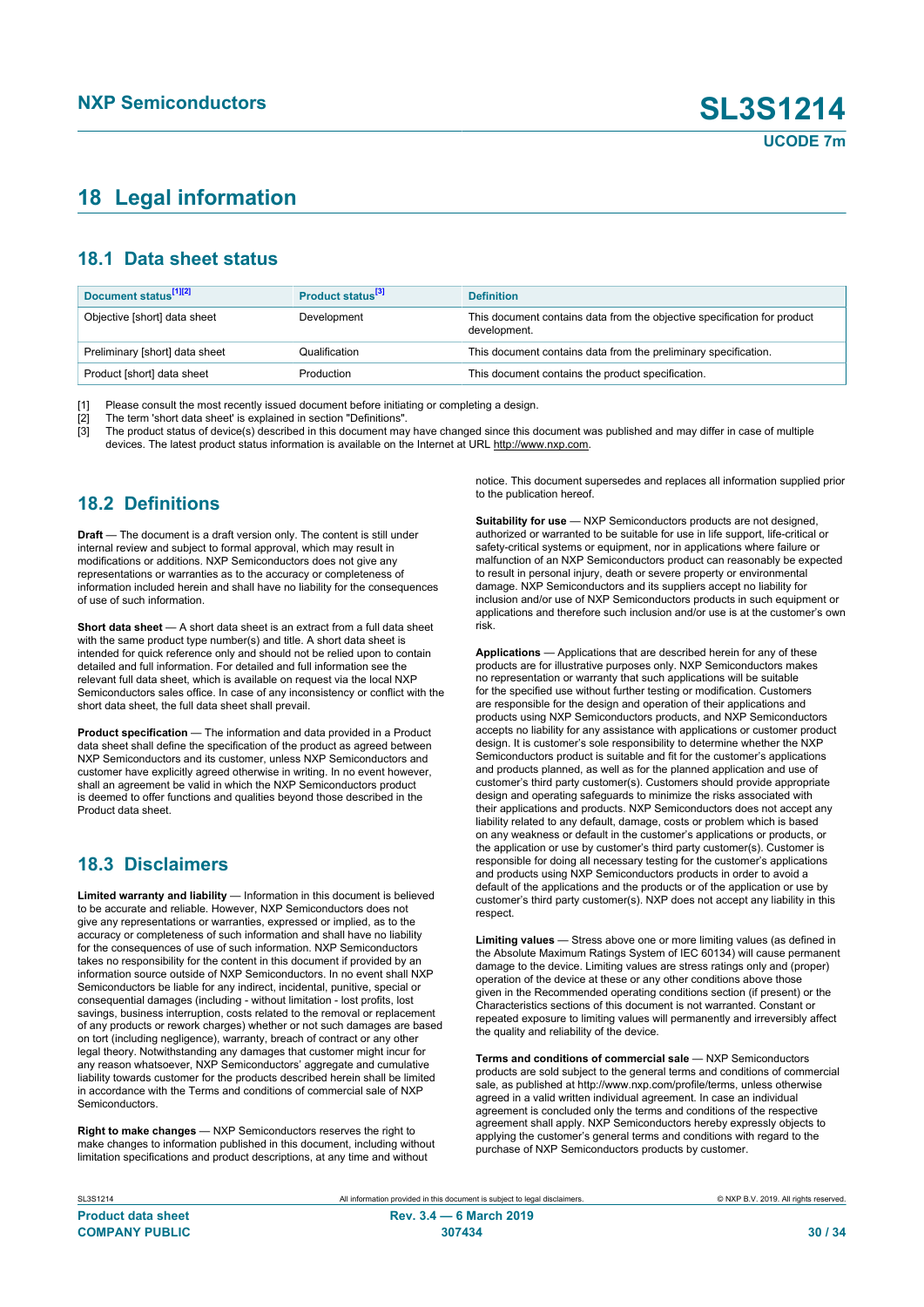## 18 Legal information

### 18.1 Data sheet status

| Document status[1][2] | Product status[3] | Definition |
|---|---|---|
| Objective [short] data sheet | Development | This document contains data from the objective specification for product development. |
| Preliminary [short] data sheet | Qualification | This document contains data from the preliminary specification. |
| Product [short] data sheet | Production | This document contains the product specification. |

[1] Please consult the most recently issued document before initiating or completing a design.
[2] The term 'short data sheet' is explained in section "Definitions".
[3] The product status of device(s) described in this document may have changed since this document was published and may differ in case of multiple devices. The latest product status information is available on the Internet at URL http://www.nxp.com.

### 18.2 Definitions

**Draft** — The document is a draft version only. The content is still under internal review and subject to formal approval, which may result in modifications or additions. NXP Semiconductors does not give any representations or warranties as to the accuracy or completeness of information included herein and shall have no liability for the consequences of use of such information.

**Short data sheet** — A short data sheet is an extract from a full data sheet with the same product type number(s) and title. A short data sheet is intended for quick reference only and should not be relied upon to contain detailed and full information. For detailed and full information see the relevant full data sheet, which is available on request via the local NXP Semiconductors sales office. In case of any inconsistency or conflict with the short data sheet, the full data sheet shall prevail.

**Product specification** — The information and data provided in a Product data sheet shall define the specification of the product as agreed between NXP Semiconductors and its customer, unless NXP Semiconductors and customer have explicitly agreed otherwise in writing. In no event however, shall an agreement be valid in which the NXP Semiconductors product is deemed to offer functions and qualities beyond those described in the Product data sheet.

### 18.3 Disclaimers

**Limited warranty and liability** — Information in this document is believed to be accurate and reliable. However, NXP Semiconductors does not give any representations or warranties, expressed or implied, as to the accuracy or completeness of such information and shall have no liability for the consequences of use of such information. NXP Semiconductors takes no responsibility for the content in this document if provided by an information source outside of NXP Semiconductors. In no event shall NXP Semiconductors be liable for any indirect, incidental, punitive, special or consequential damages (including - without limitation - lost profits, lost savings, business interruption, costs related to the removal or replacement of any products or rework charges) whether or not such damages are based on tort (including negligence), warranty, breach of contract or any other legal theory. Notwithstanding any damages that customer might incur for any reason whatsoever, NXP Semiconductors' aggregate and cumulative liability towards customer for the products described herein shall be limited in accordance with the Terms and conditions of commercial sale of NXP Semiconductors.

**Right to make changes** — NXP Semiconductors reserves the right to make changes to information published in this document, including without limitation specifications and product descriptions, at any time and without notice. This document supersedes and replaces all information supplied prior to the publication hereof.

**Suitability for use** — NXP Semiconductors products are not designed, authorized or warranted to be suitable for use in life support, life-critical or safety-critical systems or equipment, nor in applications where failure or malfunction of an NXP Semiconductors product can reasonably be expected to result in personal injury, death or severe property or environmental damage. NXP Semiconductors and its suppliers accept no liability for inclusion and/or use of NXP Semiconductors products in such equipment or applications and therefore such inclusion and/or use is at the customer's own risk.

**Applications** — Applications that are described herein for any of these products are for illustrative purposes only. NXP Semiconductors makes no representation or warranty that such applications will be suitable for the specified use without further testing or modification. Customers are responsible for the design and operation of their applications and products using NXP Semiconductors products, and NXP Semiconductors accepts no liability for any assistance with applications or customer product design. It is customer's sole responsibility to determine whether the NXP Semiconductors product is suitable and fit for the customer's applications and products planned, as well as for the planned application and use of customer's third party customer(s). Customers should provide appropriate design and operating safeguards to minimize the risks associated with their applications and products. NXP Semiconductors does not accept any liability related to any default, damage, costs or problem which is based on any weakness or default in the customer's applications or products, or the application or use by customer's third party customer(s). Customer is responsible for doing all necessary testing for the customer's applications and products using NXP Semiconductors products in order to avoid a default of the applications and the products or of the application or use by customer's third party customer(s). NXP does not accept any liability in this respect.

**Limiting values** — Stress above one or more limiting values (as defined in the Absolute Maximum Ratings System of IEC 60134) will cause permanent damage to the device. Limiting values are stress ratings only and (proper) operation of the device at these or any other conditions above those given in the Recommended operating conditions section (if present) or the Characteristics sections of this document is not warranted. Constant or repeated exposure to limiting values will permanently and irreversibly affect the quality and reliability of the device.

**Terms and conditions of commercial sale** — NXP Semiconductors products are sold subject to the general terms and conditions of commercial sale, as published at http://www.nxp.com/profile/terms, unless otherwise agreed in a valid written individual agreement. In case an individual agreement is concluded only the terms and conditions of the respective agreement shall apply. NXP Semiconductors hereby expressly objects to applying the customer's general terms and conditions with regard to the purchase of NXP Semiconductors products by customer.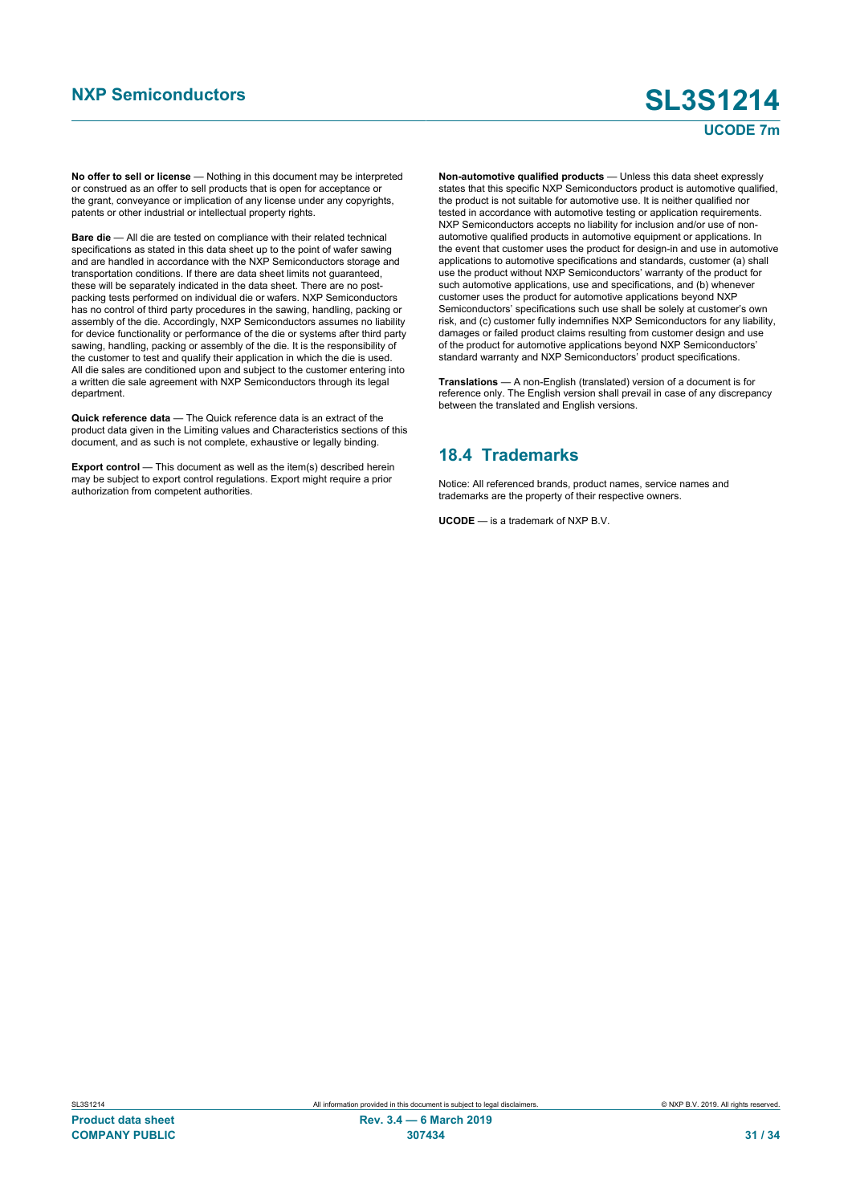**No offer to sell or license** — Nothing in this document may be interpreted or construed as an offer to sell products that is open for acceptance or the grant, conveyance or implication of any license under any copyrights, patents or other industrial or intellectual property rights.

**Bare die** — All die are tested on compliance with their related technical specifications as stated in this data sheet up to the point of wafer sawing and are handled in accordance with the NXP Semiconductors storage and transportation conditions. If there are data sheet limits not guaranteed, these will be separately indicated in the data sheet. There are no post-packing tests performed on individual die or wafers. NXP Semiconductors has no control of third party procedures in the sawing, handling, packing or assembly of the die. Accordingly, NXP Semiconductors assumes no liability for device functionality or performance of the die or systems after third party sawing, handling, packing or assembly of the die. It is the responsibility of the customer to test and qualify their application in which the die is used. All die sales are conditioned upon and subject to the customer entering into a written die sale agreement with NXP Semiconductors through its legal department.

**Quick reference data** — The Quick reference data is an extract of the product data given in the Limiting values and Characteristics sections of this document, and as such is not complete, exhaustive or legally binding.

**Export control** — This document as well as the item(s) described herein may be subject to export control regulations. Export might require a prior authorization from competent authorities.

**Non-automotive qualified products** — Unless this data sheet expressly states that this specific NXP Semiconductors product is automotive qualified, the product is not suitable for automotive use. It is neither qualified nor tested in accordance with automotive testing or application requirements. NXP Semiconductors accepts no liability for inclusion and/or use of non-automotive qualified products in automotive equipment or applications. In the event that customer uses the product for design-in and use in automotive applications to automotive specifications and standards, customer (a) shall use the product without NXP Semiconductors' warranty of the product for such automotive applications, use and specifications, and (b) whenever customer uses the product for automotive applications beyond NXP Semiconductors' specifications such use shall be solely at customer's own risk, and (c) customer fully indemnifies NXP Semiconductors for any liability, damages or failed product claims resulting from customer design and use of the product for automotive applications beyond NXP Semiconductors' standard warranty and NXP Semiconductors' product specifications.

**Translations** — A non-English (translated) version of a document is for reference only. The English version shall prevail in case of any discrepancy between the translated and English versions.

## 18.4 Trademarks

Notice: All referenced brands, product names, service names and trademarks are the property of their respective owners.

**UCODE** — is a trademark of NXP B.V.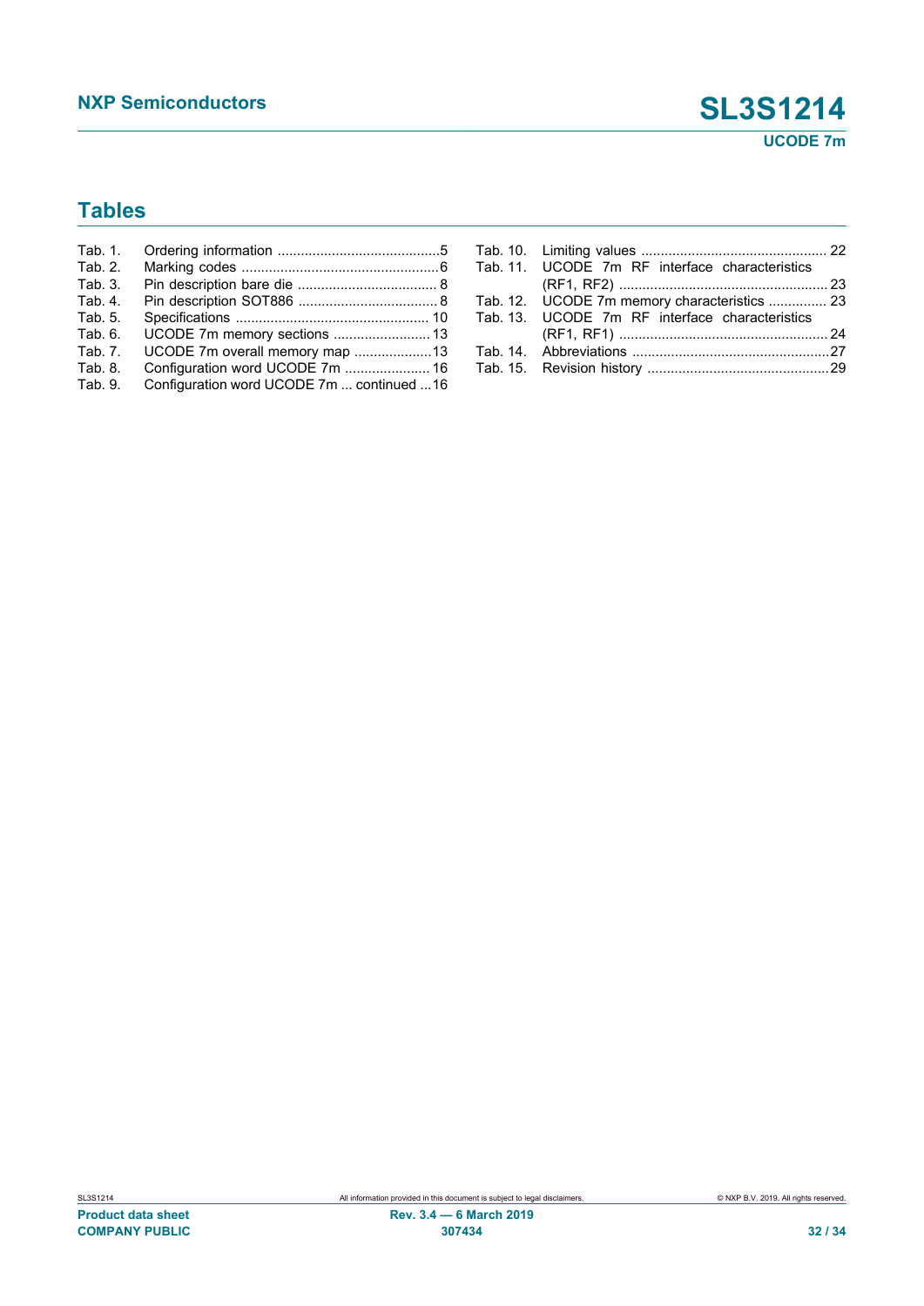## Tables

Tab. 1. Ordering information ..........................................5
Tab. 2. Marking codes ..................................................6
Tab. 3. Pin description bare die .................................... 8
Tab. 4. Pin description SOT886 .................................... 8
Tab. 5. Specifications ................................................. 10
Tab. 6. UCODE 7m memory sections ......................... 13
Tab. 7. UCODE 7m overall memory map ....................13
Tab. 8. Configuration word UCODE 7m ...................... 16
Tab. 9. Configuration word UCODE 7m ... continued ...16
Tab. 10. Limiting values ................................................ 22
Tab. 11. UCODE 7m RF interface characteristics (RF1, RF2) ..................................................... 23
Tab. 12. UCODE 7m memory characteristics ............... 23
Tab. 13. UCODE 7m RF interface characteristics (RF1, RF1) ..................................................... 24
Tab. 14. Abbreviations ..................................................27
Tab. 15. Revision history ..............................................29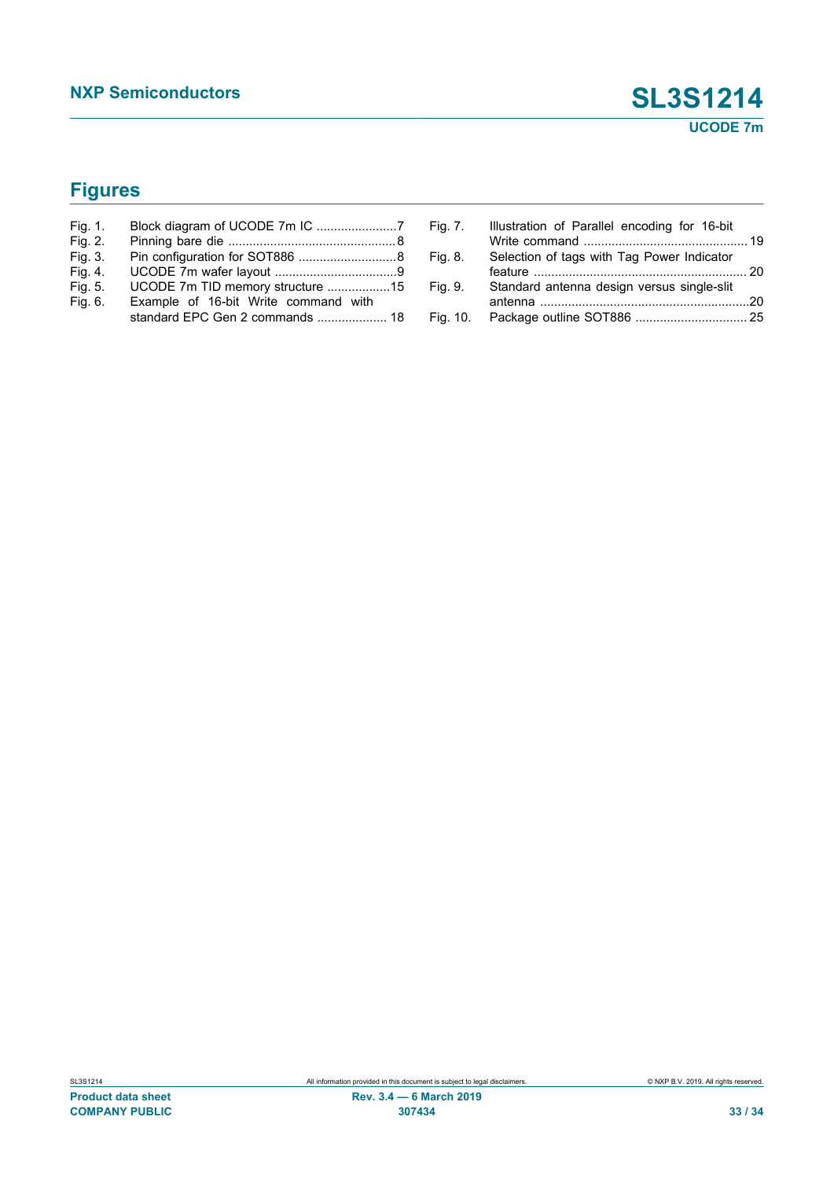## Figures

Fig. 1. Block diagram of UCODE 7m IC .......................7
Fig. 2. Pinning bare die ................................................8
Fig. 3. Pin configuration for SOT886 ............................8
Fig. 4. UCODE 7m wafer layout ...................................9
Fig. 5. UCODE 7m TID memory structure ..................15
Fig. 6. Example of 16-bit Write command with standard EPC Gen 2 commands .................... 18
Fig. 7. Illustration of Parallel encoding for 16-bit Write command .............................................. 19
Fig. 8. Selection of tags with Tag Power Indicator feature ............................................................. 20
Fig. 9. Standard antenna design versus single-slit antenna ............................................................20
Fig. 10. Package outline SOT886 ................................ 25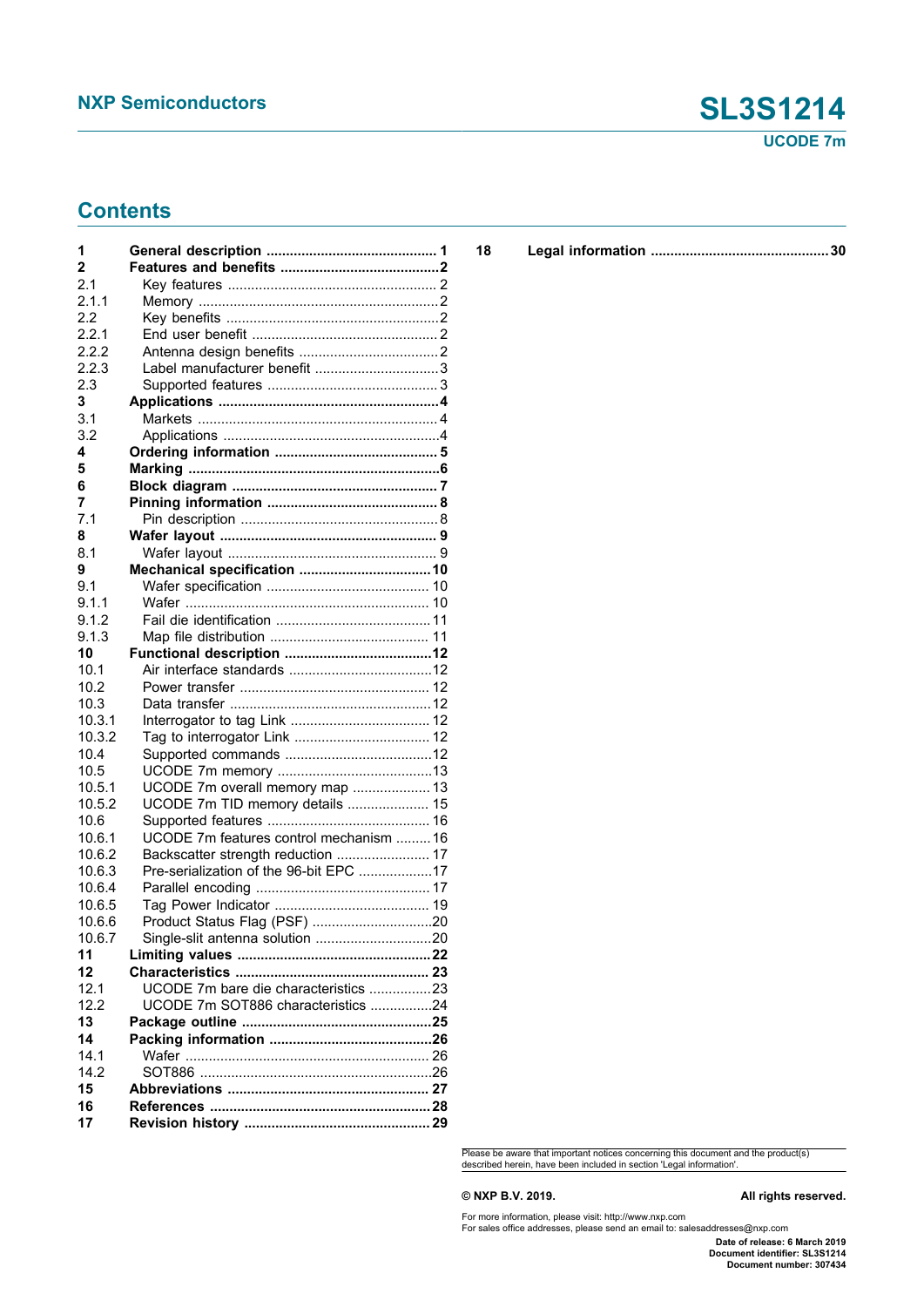## Contents

| | | |
|---|---|---|
| **1** | **General description** | **1** |
| **2** | **Features and benefits** | **2** |
| 2.1 | Key features | 2 |
| 2.1.1 | Memory | 2 |
| 2.2 | Key benefits | 2 |
| 2.2.1 | End user benefit | 2 |
| 2.2.2 | Antenna design benefits | 2 |
| 2.2.3 | Label manufacturer benefit | 3 |
| 2.3 | Supported features | 3 |
| **3** | **Applications** | **4** |
| 3.1 | Markets | 4 |
| 3.2 | Applications | 4 |
| **4** | **Ordering information** | **5** |
| **5** | **Marking** | **6** |
| **6** | **Block diagram** | **7** |
| **7** | **Pinning information** | **8** |
| 7.1 | Pin description | 8 |
| **8** | **Wafer layout** | **9** |
| 8.1 | Wafer layout | 9 |
| **9** | **Mechanical specification** | **10** |
| 9.1 | Wafer specification | 10 |
| 9.1.1 | Wafer | 10 |
| 9.1.2 | Fail die identification | 11 |
| 9.1.3 | Map file distribution | 11 |
| **10** | **Functional description** | **12** |
| 10.1 | Air interface standards | 12 |
| 10.2 | Power transfer | 12 |
| 10.3 | Data transfer | 12 |
| 10.3.1 | Interrogator to tag Link | 12 |
| 10.3.2 | Tag to interrogator Link | 12 |
| 10.4 | Supported commands | 12 |
| 10.5 | UCODE 7m memory | 13 |
| 10.5.1 | UCODE 7m overall memory map | 13 |
| 10.5.2 | UCODE 7m TID memory details | 15 |
| 10.6 | Supported features | 16 |
| 10.6.1 | UCODE 7m features control mechanism | 16 |
| 10.6.2 | Backscatter strength reduction | 17 |
| 10.6.3 | Pre-serialization of the 96-bit EPC | 17 |
| 10.6.4 | Parallel encoding | 17 |
| 10.6.5 | Tag Power Indicator | 19 |
| 10.6.6 | Product Status Flag (PSF) | 20 |
| 10.6.7 | Single-slit antenna solution | 20 |
| **11** | **Limiting values** | **22** |
| **12** | **Characteristics** | **23** |
| 12.1 | UCODE 7m bare die characteristics | 23 |
| 12.2 | UCODE 7m SOT886 characteristics | 24 |
| **13** | **Package outline** | **25** |
| **14** | **Packing information** | **26** |
| 14.1 | Wafer | 26 |
| 14.2 | SOT886 | 26 |
| **15** | **Abbreviations** | **27** |
| **16** | **References** | **28** |
| **17** | **Revision history** | **29** |
| **18** | **Legal information** | **30** |

Please be aware that important notices concerning this document and the product(s) described herein, have been included in section 'Legal information'.

**© NXP B.V. 2019. All rights reserved.**

For more information, please visit: http://www.nxp.com
For sales office addresses, please send an email to: salesaddresses@nxp.com

**Date of release: 6 March 2019**
**Document identifier: SL3S1214**
**Document number: 307434**